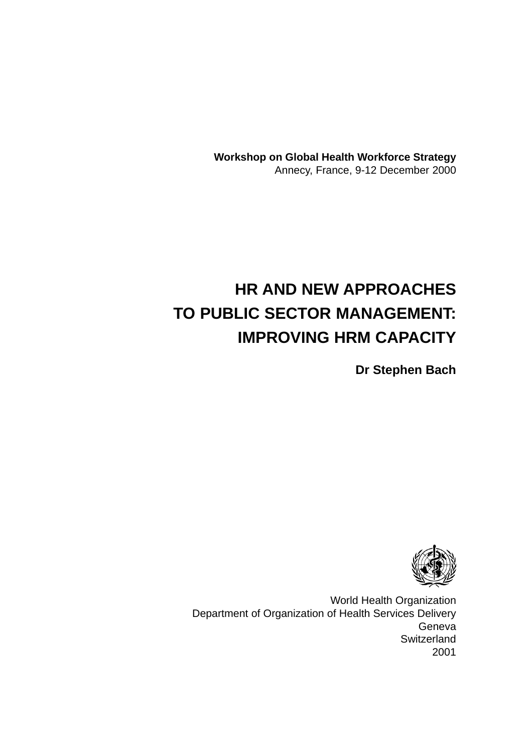**Workshop on Global Health Workforce Strategy**
Annecy, France, 9-12 December 2000

# HR AND NEW APPROACHES TO PUBLIC SECTOR MANAGEMENT: IMPROVING HRM CAPACITY

**Dr Stephen Bach**

World Health Organization
Department of Organization of Health Services Delivery
Geneva
Switzerland
2001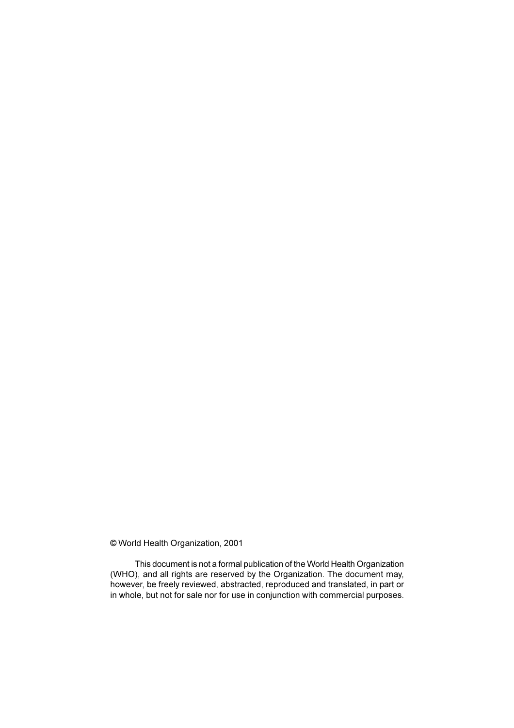© World Health Organization, 2001

This document is not a formal publication of the World Health Organization (WHO), and all rights are reserved by the Organization. The document may, however, be freely reviewed, abstracted, reproduced and translated, in part or in whole, but not for sale nor for use in conjunction with commercial purposes.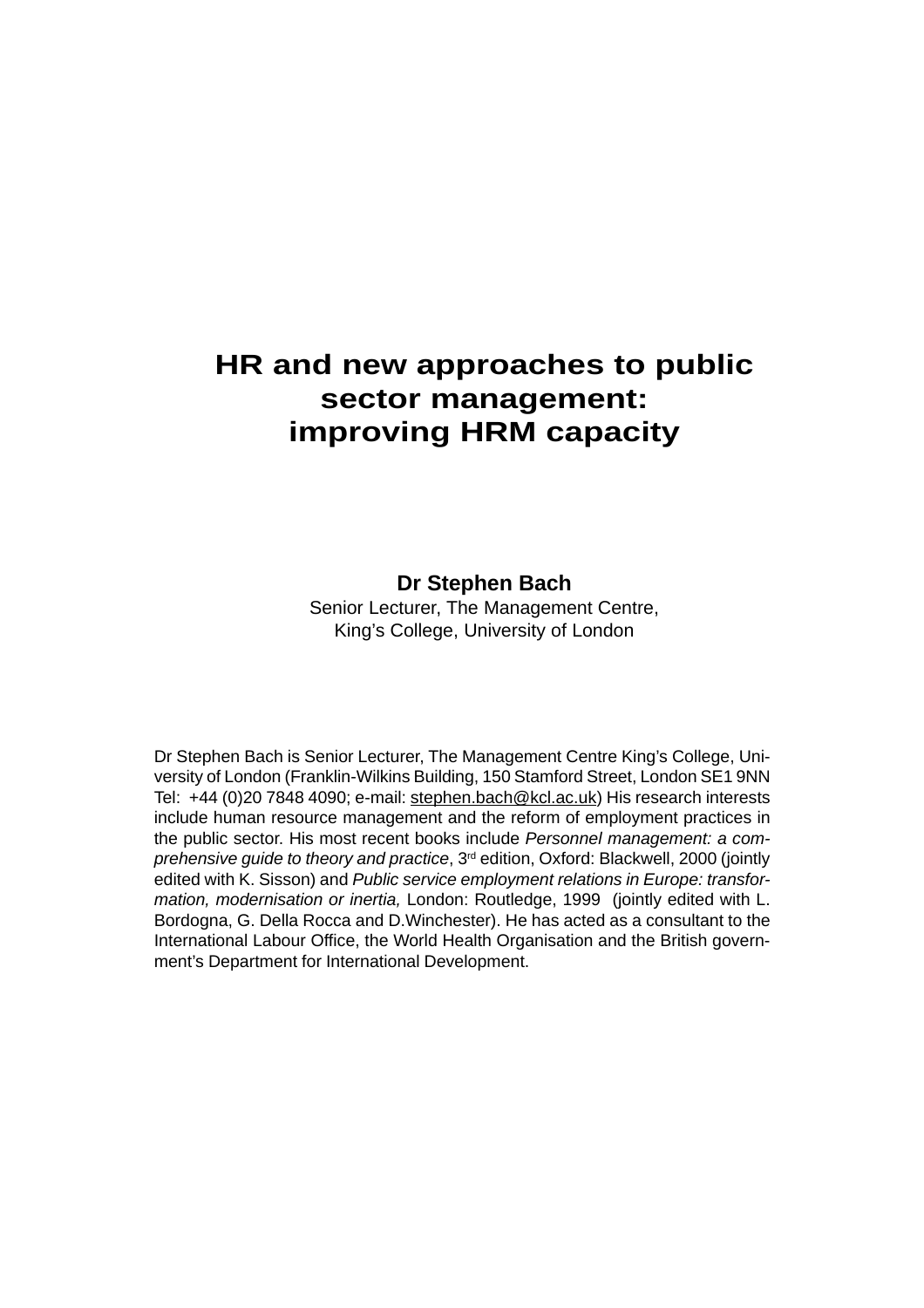# HR and new approaches to public sector management: improving HRM capacity

**Dr Stephen Bach**

Senior Lecturer, The Management Centre,
King's College, University of London

Dr Stephen Bach is Senior Lecturer, The Management Centre King's College, University of London (Franklin-Wilkins Building, 150 Stamford Street, London SE1 9NN Tel: +44 (0)20 7848 4090; e-mail: stephen.bach@kcl.ac.uk) His research interests include human resource management and the reform of employment practices in the public sector. His most recent books include *Personnel management: a comprehensive guide to theory and practice*, 3rd edition, Oxford: Blackwell, 2000 (jointly edited with K. Sisson) and *Public service employment relations in Europe: transformation, modernisation or inertia,* London: Routledge, 1999 (jointly edited with L. Bordogna, G. Della Rocca and D.Winchester). He has acted as a consultant to the International Labour Office, the World Health Organisation and the British government's Department for International Development.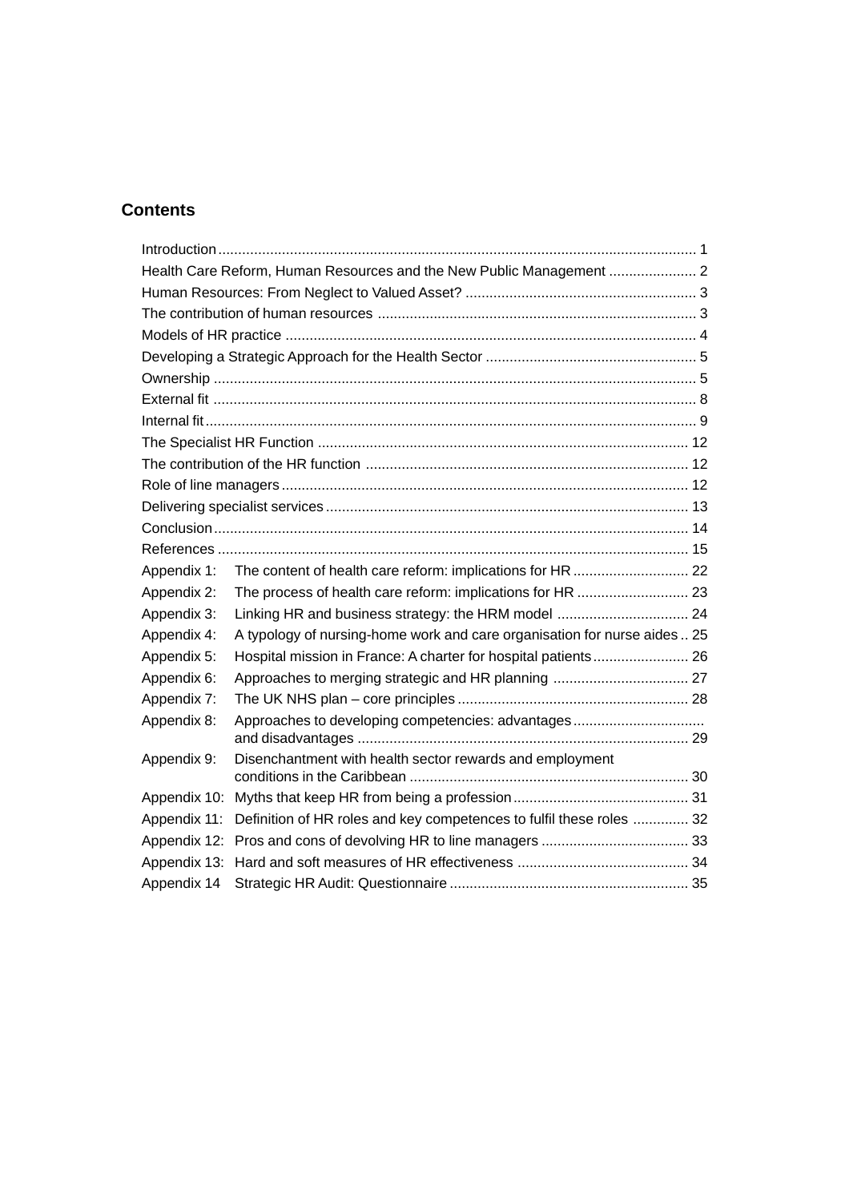## Contents

| | |
|---|---|
| Introduction | 1 |
| Health Care Reform, Human Resources and the New Public Management | 2 |
| Human Resources: From Neglect to Valued Asset? | 3 |
| The contribution of human resources | 3 |
| Models of HR practice | 4 |
| Developing a Strategic Approach for the Health Sector | 5 |
| Ownership | 5 |
| External fit | 8 |
| Internal fit | 9 |
| The Specialist HR Function | 12 |
| The contribution of the HR function | 12 |
| Role of line managers | 12 |
| Delivering specialist services | 13 |
| Conclusion | 14 |
| References | 15 |
| Appendix 1: The content of health care reform: implications for HR | 22 |
| Appendix 2: The process of health care reform: implications for HR | 23 |
| Appendix 3: Linking HR and business strategy: the HRM model | 24 |
| Appendix 4: A typology of nursing-home work and care organisation for nurse aides | 25 |
| Appendix 5: Hospital mission in France: A charter for hospital patients | 26 |
| Appendix 6: Approaches to merging strategic and HR planning | 27 |
| Appendix 7: The UK NHS plan – core principles | 28 |
| Appendix 8: Approaches to developing competencies: advantages and disadvantages | 29 |
| Appendix 9: Disenchantment with health sector rewards and employment conditions in the Caribbean | 30 |
| Appendix 10: Myths that keep HR from being a profession | 31 |
| Appendix 11: Definition of HR roles and key competences to fulfil these roles | 32 |
| Appendix 12: Pros and cons of devolving HR to line managers | 33 |
| Appendix 13: Hard and soft measures of HR effectiveness | 34 |
| Appendix 14 Strategic HR Audit: Questionnaire | 35 |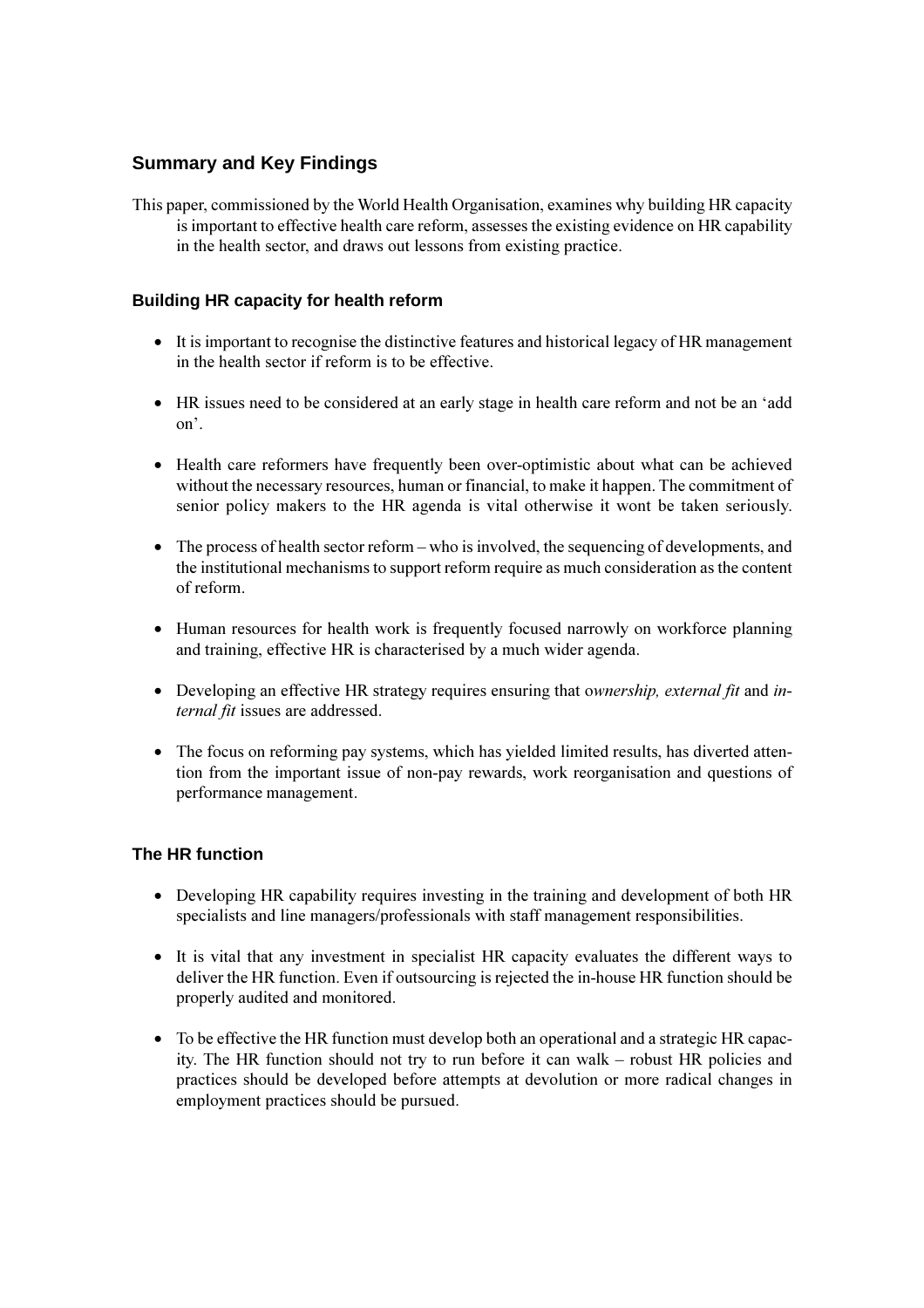## Summary and Key Findings

This paper, commissioned by the World Health Organisation, examines why building HR capacity is important to effective health care reform, assesses the existing evidence on HR capability in the health sector, and draws out lessons from existing practice.

### Building HR capacity for health reform

- It is important to recognise the distinctive features and historical legacy of HR management in the health sector if reform is to be effective.
- HR issues need to be considered at an early stage in health care reform and not be an 'add on'.
- Health care reformers have frequently been over-optimistic about what can be achieved without the necessary resources, human or financial, to make it happen. The commitment of senior policy makers to the HR agenda is vital otherwise it wont be taken seriously.
- The process of health sector reform – who is involved, the sequencing of developments, and the institutional mechanisms to support reform require as much consideration as the content of reform.
- Human resources for health work is frequently focused narrowly on workforce planning and training, effective HR is characterised by a much wider agenda.
- Developing an effective HR strategy requires ensuring that o*wnership, external fit* and *internal fit* issues are addressed.
- The focus on reforming pay systems, which has yielded limited results, has diverted attention from the important issue of non-pay rewards, work reorganisation and questions of performance management.

### The HR function

- Developing HR capability requires investing in the training and development of both HR specialists and line managers/professionals with staff management responsibilities.
- It is vital that any investment in specialist HR capacity evaluates the different ways to deliver the HR function. Even if outsourcing is rejected the in-house HR function should be properly audited and monitored.
- To be effective the HR function must develop both an operational and a strategic HR capacity. The HR function should not try to run before it can walk – robust HR policies and practices should be developed before attempts at devolution or more radical changes in employment practices should be pursued.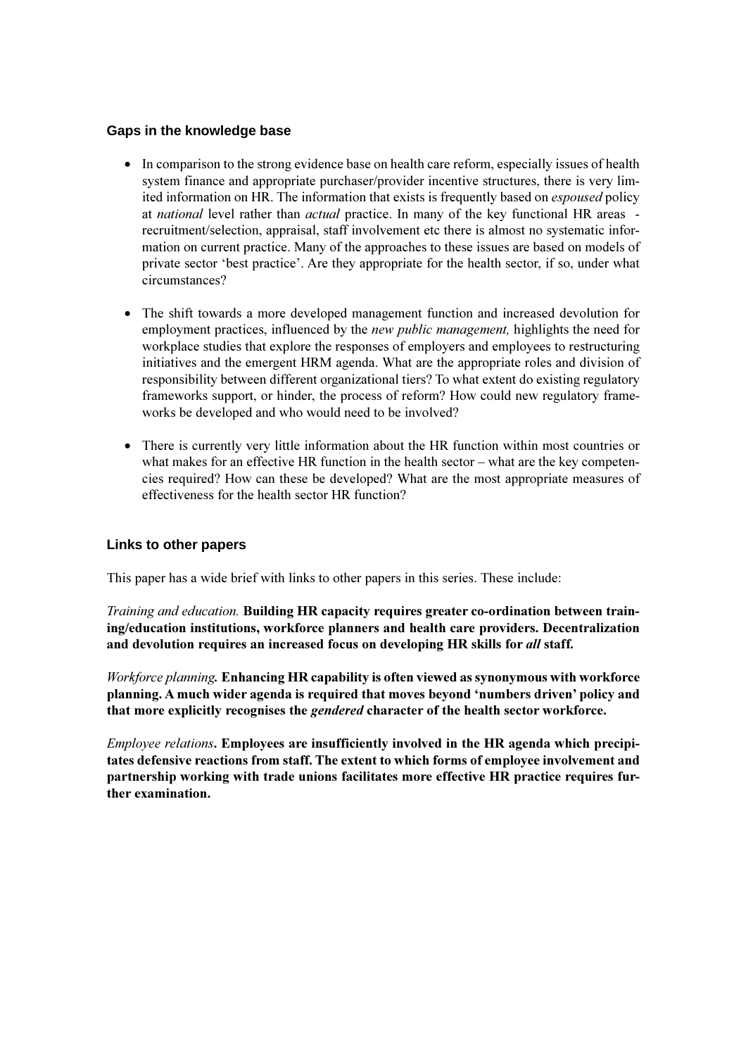### Gaps in the knowledge base

- In comparison to the strong evidence base on health care reform, especially issues of health system finance and appropriate purchaser/provider incentive structures, there is very limited information on HR. The information that exists is frequently based on *espoused* policy at *national* level rather than *actual* practice. In many of the key functional HR areas - recruitment/selection, appraisal, staff involvement etc there is almost no systematic information on current practice. Many of the approaches to these issues are based on models of private sector 'best practice'. Are they appropriate for the health sector, if so, under what circumstances?

- The shift towards a more developed management function and increased devolution for employment practices, influenced by the *new public management,* highlights the need for workplace studies that explore the responses of employers and employees to restructuring initiatives and the emergent HRM agenda. What are the appropriate roles and division of responsibility between different organizational tiers? To what extent do existing regulatory frameworks support, or hinder, the process of reform? How could new regulatory frameworks be developed and who would need to be involved?

- There is currently very little information about the HR function within most countries or what makes for an effective HR function in the health sector – what are the key competencies required? How can these be developed? What are the most appropriate measures of effectiveness for the health sector HR function?

### Links to other papers

This paper has a wide brief with links to other papers in this series. These include:

*Training and education.* **Building HR capacity requires greater co-ordination between training/education institutions, workforce planners and health care providers. Decentralization and devolution requires an increased focus on developing HR skills for *all* staff.**

*Workforce planning.* **Enhancing HR capability is often viewed as synonymous with workforce planning. A much wider agenda is required that moves beyond 'numbers driven' policy and that more explicitly recognises the *gendered* character of the health sector workforce.**

*Employee relations.* **Employees are insufficiently involved in the HR agenda which precipitates defensive reactions from staff. The extent to which forms of employee involvement and partnership working with trade unions facilitates more effective HR practice requires further examination.**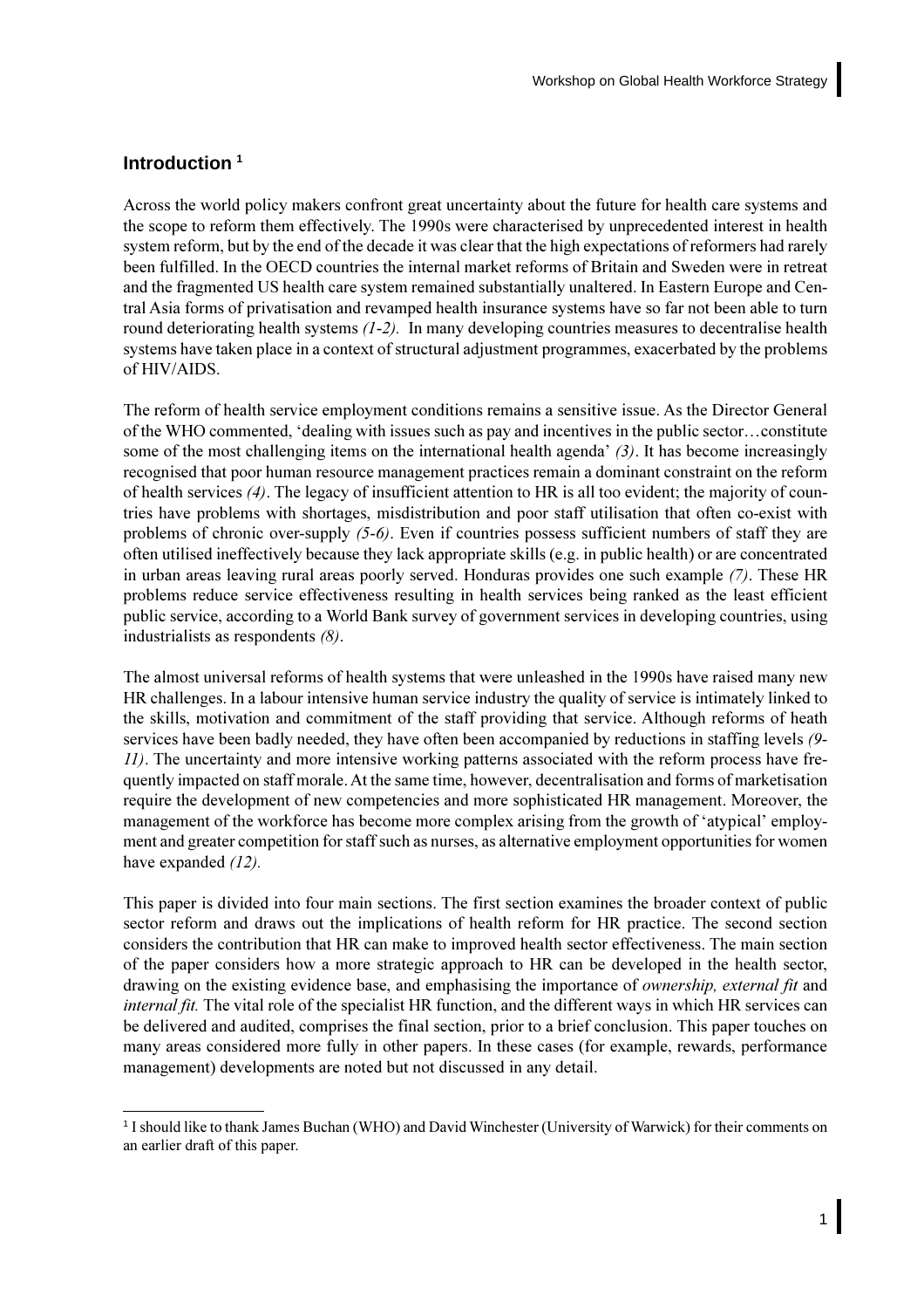## Introduction [1]

Across the world policy makers confront great uncertainty about the future for health care systems and the scope to reform them effectively. The 1990s were characterised by unprecedented interest in health system reform, but by the end of the decade it was clear that the high expectations of reformers had rarely been fulfilled. In the OECD countries the internal market reforms of Britain and Sweden were in retreat and the fragmented US health care system remained substantially unaltered. In Eastern Europe and Central Asia forms of privatisation and revamped health insurance systems have so far not been able to turn round deteriorating health systems *(1-2).* In many developing countries measures to decentralise health systems have taken place in a context of structural adjustment programmes, exacerbated by the problems of HIV/AIDS.

The reform of health service employment conditions remains a sensitive issue. As the Director General of the WHO commented, 'dealing with issues such as pay and incentives in the public sector…constitute some of the most challenging items on the international health agenda' *(3)*. It has become increasingly recognised that poor human resource management practices remain a dominant constraint on the reform of health services *(4)*. The legacy of insufficient attention to HR is all too evident; the majority of countries have problems with shortages, misdistribution and poor staff utilisation that often co-exist with problems of chronic over-supply *(5-6)*. Even if countries possess sufficient numbers of staff they are often utilised ineffectively because they lack appropriate skills (e.g. in public health) or are concentrated in urban areas leaving rural areas poorly served. Honduras provides one such example *(7)*. These HR problems reduce service effectiveness resulting in health services being ranked as the least efficient public service, according to a World Bank survey of government services in developing countries, using industrialists as respondents *(8)*.

The almost universal reforms of health systems that were unleashed in the 1990s have raised many new HR challenges. In a labour intensive human service industry the quality of service is intimately linked to the skills, motivation and commitment of the staff providing that service. Although reforms of heath services have been badly needed, they have often been accompanied by reductions in staffing levels *(9-11)*. The uncertainty and more intensive working patterns associated with the reform process have frequently impacted on staff morale. At the same time, however, decentralisation and forms of marketisation require the development of new competencies and more sophisticated HR management. Moreover, the management of the workforce has become more complex arising from the growth of 'atypical' employment and greater competition for staff such as nurses, as alternative employment opportunities for women have expanded *(12).*

This paper is divided into four main sections. The first section examines the broader context of public sector reform and draws out the implications of health reform for HR practice. The second section considers the contribution that HR can make to improved health sector effectiveness. The main section of the paper considers how a more strategic approach to HR can be developed in the health sector, drawing on the existing evidence base, and emphasising the importance of *ownership, external fit* and *internal fit.* The vital role of the specialist HR function, and the different ways in which HR services can be delivered and audited, comprises the final section, prior to a brief conclusion. This paper touches on many areas considered more fully in other papers. In these cases (for example, rewards, performance management) developments are noted but not discussed in any detail.

---

[1] I should like to thank James Buchan (WHO) and David Winchester (University of Warwick) for their comments on an earlier draft of this paper.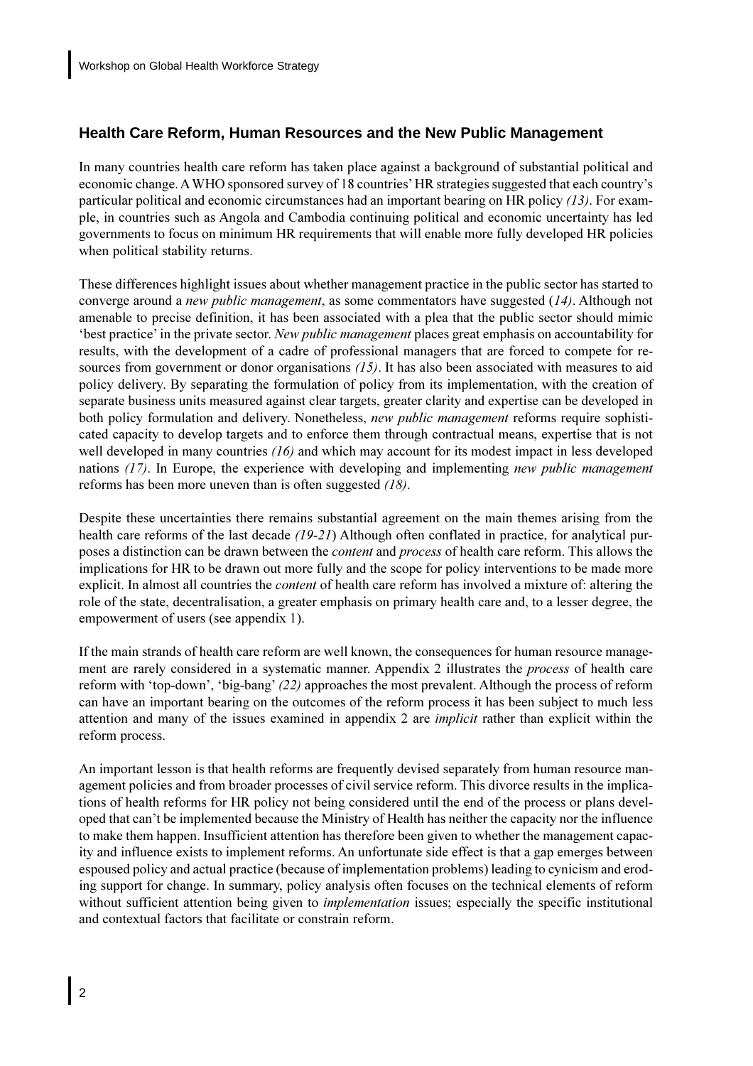## Health Care Reform, Human Resources and the New Public Management

In many countries health care reform has taken place against a background of substantial political and economic change. A WHO sponsored survey of 18 countries' HR strategies suggested that each country's particular political and economic circumstances had an important bearing on HR policy *(13)*. For example, in countries such as Angola and Cambodia continuing political and economic uncertainty has led governments to focus on minimum HR requirements that will enable more fully developed HR policies when political stability returns.

These differences highlight issues about whether management practice in the public sector has started to converge around a *new public management*, as some commentators have suggested (*14)*. Although not amenable to precise definition, it has been associated with a plea that the public sector should mimic 'best practice' in the private sector. *New public management* places great emphasis on accountability for results, with the development of a cadre of professional managers that are forced to compete for resources from government or donor organisations *(15)*. It has also been associated with measures to aid policy delivery. By separating the formulation of policy from its implementation, with the creation of separate business units measured against clear targets, greater clarity and expertise can be developed in both policy formulation and delivery. Nonetheless, *new public management* reforms require sophisticated capacity to develop targets and to enforce them through contractual means, expertise that is not well developed in many countries *(16)* and which may account for its modest impact in less developed nations *(17)*. In Europe, the experience with developing and implementing *new public management* reforms has been more uneven than is often suggested *(18)*.

Despite these uncertainties there remains substantial agreement on the main themes arising from the health care reforms of the last decade *(19-21*) Although often conflated in practice, for analytical purposes a distinction can be drawn between the *content* and *process* of health care reform. This allows the implications for HR to be drawn out more fully and the scope for policy interventions to be made more explicit. In almost all countries the *content* of health care reform has involved a mixture of: altering the role of the state, decentralisation, a greater emphasis on primary health care and, to a lesser degree, the empowerment of users (see appendix 1).

If the main strands of health care reform are well known, the consequences for human resource management are rarely considered in a systematic manner. Appendix 2 illustrates the *process* of health care reform with 'top-down', 'big-bang' *(22)* approaches the most prevalent. Although the process of reform can have an important bearing on the outcomes of the reform process it has been subject to much less attention and many of the issues examined in appendix 2 are *implicit* rather than explicit within the reform process.

An important lesson is that health reforms are frequently devised separately from human resource management policies and from broader processes of civil service reform. This divorce results in the implications of health reforms for HR policy not being considered until the end of the process or plans developed that can't be implemented because the Ministry of Health has neither the capacity nor the influence to make them happen. Insufficient attention has therefore been given to whether the management capacity and influence exists to implement reforms. An unfortunate side effect is that a gap emerges between espoused policy and actual practice (because of implementation problems) leading to cynicism and eroding support for change. In summary, policy analysis often focuses on the technical elements of reform without sufficient attention being given to *implementation* issues; especially the specific institutional and contextual factors that facilitate or constrain reform.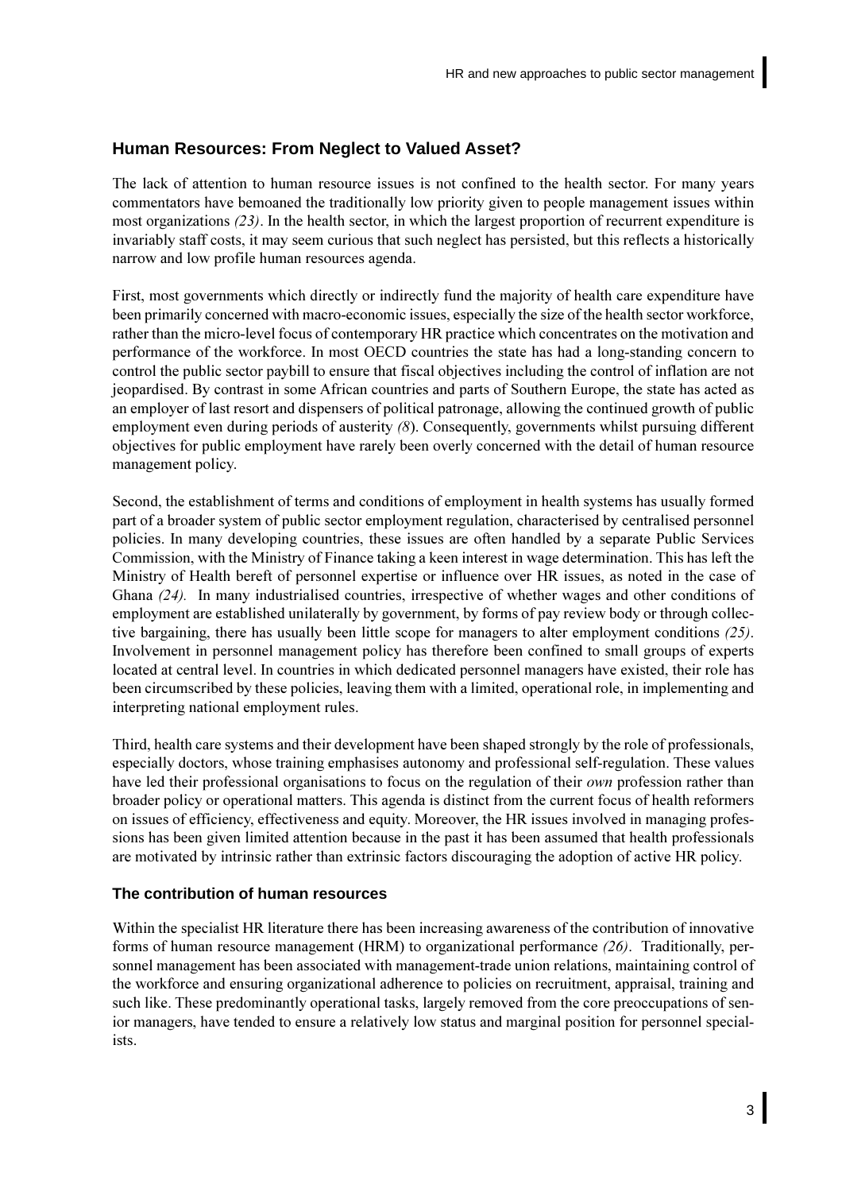## Human Resources: From Neglect to Valued Asset?

The lack of attention to human resource issues is not confined to the health sector. For many years commentators have bemoaned the traditionally low priority given to people management issues within most organizations *(23)*. In the health sector, in which the largest proportion of recurrent expenditure is invariably staff costs, it may seem curious that such neglect has persisted, but this reflects a historically narrow and low profile human resources agenda.

First, most governments which directly or indirectly fund the majority of health care expenditure have been primarily concerned with macro-economic issues, especially the size of the health sector workforce, rather than the micro-level focus of contemporary HR practice which concentrates on the motivation and performance of the workforce. In most OECD countries the state has had a long-standing concern to control the public sector paybill to ensure that fiscal objectives including the control of inflation are not jeopardised. By contrast in some African countries and parts of Southern Europe, the state has acted as an employer of last resort and dispensers of political patronage, allowing the continued growth of public employment even during periods of austerity *(8)*. Consequently, governments whilst pursuing different objectives for public employment have rarely been overly concerned with the detail of human resource management policy.

Second, the establishment of terms and conditions of employment in health systems has usually formed part of a broader system of public sector employment regulation, characterised by centralised personnel policies. In many developing countries, these issues are often handled by a separate Public Services Commission, with the Ministry of Finance taking a keen interest in wage determination. This has left the Ministry of Health bereft of personnel expertise or influence over HR issues, as noted in the case of Ghana *(24)*. In many industrialised countries, irrespective of whether wages and other conditions of employment are established unilaterally by government, by forms of pay review body or through collective bargaining, there has usually been little scope for managers to alter employment conditions *(25)*. Involvement in personnel management policy has therefore been confined to small groups of experts located at central level. In countries in which dedicated personnel managers have existed, their role has been circumscribed by these policies, leaving them with a limited, operational role, in implementing and interpreting national employment rules.

Third, health care systems and their development have been shaped strongly by the role of professionals, especially doctors, whose training emphasises autonomy and professional self-regulation. These values have led their professional organisations to focus on the regulation of their *own* profession rather than broader policy or operational matters. This agenda is distinct from the current focus of health reformers on issues of efficiency, effectiveness and equity. Moreover, the HR issues involved in managing professions has been given limited attention because in the past it has been assumed that health professionals are motivated by intrinsic rather than extrinsic factors discouraging the adoption of active HR policy.

### The contribution of human resources

Within the specialist HR literature there has been increasing awareness of the contribution of innovative forms of human resource management (HRM) to organizational performance *(26)*. Traditionally, personnel management has been associated with management-trade union relations, maintaining control of the workforce and ensuring organizational adherence to policies on recruitment, appraisal, training and such like. These predominantly operational tasks, largely removed from the core preoccupations of senior managers, have tended to ensure a relatively low status and marginal position for personnel specialists.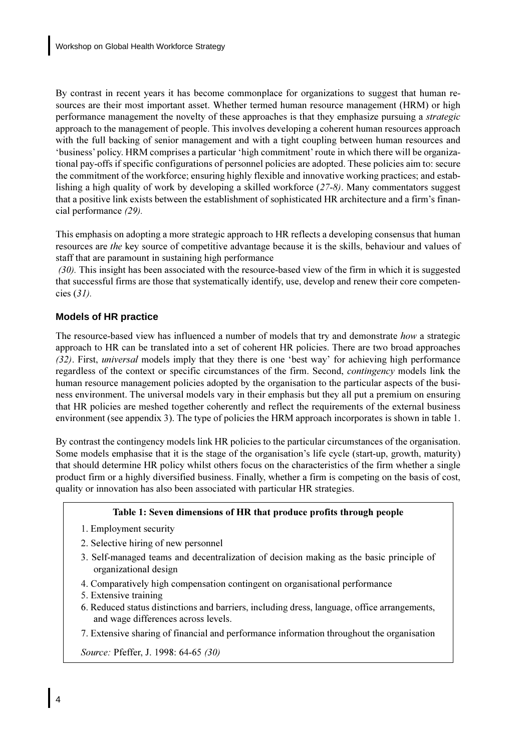By contrast in recent years it has become commonplace for organizations to suggest that human resources are their most important asset. Whether termed human resource management (HRM) or high performance management the novelty of these approaches is that they emphasize pursuing a *strategic* approach to the management of people. This involves developing a coherent human resources approach with the full backing of senior management and with a tight coupling between human resources and 'business' policy. HRM comprises a particular 'high commitment' route in which there will be organizational pay-offs if specific configurations of personnel policies are adopted. These policies aim to: secure the commitment of the workforce; ensuring highly flexible and innovative working practices; and establishing a high quality of work by developing a skilled workforce (*27-8)*. Many commentators suggest that a positive link exists between the establishment of sophisticated HR architecture and a firm's financial performance *(29).*

This emphasis on adopting a more strategic approach to HR reflects a developing consensus that human resources are *the* key source of competitive advantage because it is the skills, behaviour and values of staff that are paramount in sustaining high performance *(30)*. This insight has been associated with the resource-based view of the firm in which it is suggested that successful firms are those that systematically identify, use, develop and renew their core competencies (*31).*

## Models of HR practice

The resource-based view has influenced a number of models that try and demonstrate *how* a strategic approach to HR can be translated into a set of coherent HR policies. There are two broad approaches *(32)*. First, *universal* models imply that they there is one 'best way' for achieving high performance regardless of the context or specific circumstances of the firm. Second, *contingency* models link the human resource management policies adopted by the organisation to the particular aspects of the business environment. The universal models vary in their emphasis but they all put a premium on ensuring that HR policies are meshed together coherently and reflect the requirements of the external business environment (see appendix 3). The type of policies the HRM approach incorporates is shown in table 1.

By contrast the contingency models link HR policies to the particular circumstances of the organisation. Some models emphasise that it is the stage of the organisation's life cycle (start-up, growth, maturity) that should determine HR policy whilst others focus on the characteristics of the firm whether a single product firm or a highly diversified business. Finally, whether a firm is competing on the basis of cost, quality or innovation has also been associated with particular HR strategies.

**Table 1: Seven dimensions of HR that produce profits through people**

1. Employment security
2. Selective hiring of new personnel
3. Self-managed teams and decentralization of decision making as the basic principle of organizational design
4. Comparatively high compensation contingent on organisational performance
5. Extensive training
6. Reduced status distinctions and barriers, including dress, language, office arrangements, and wage differences across levels.
7. Extensive sharing of financial and performance information throughout the organisation

*Source:* Pfeffer, J. 1998: 64-65 *(30)*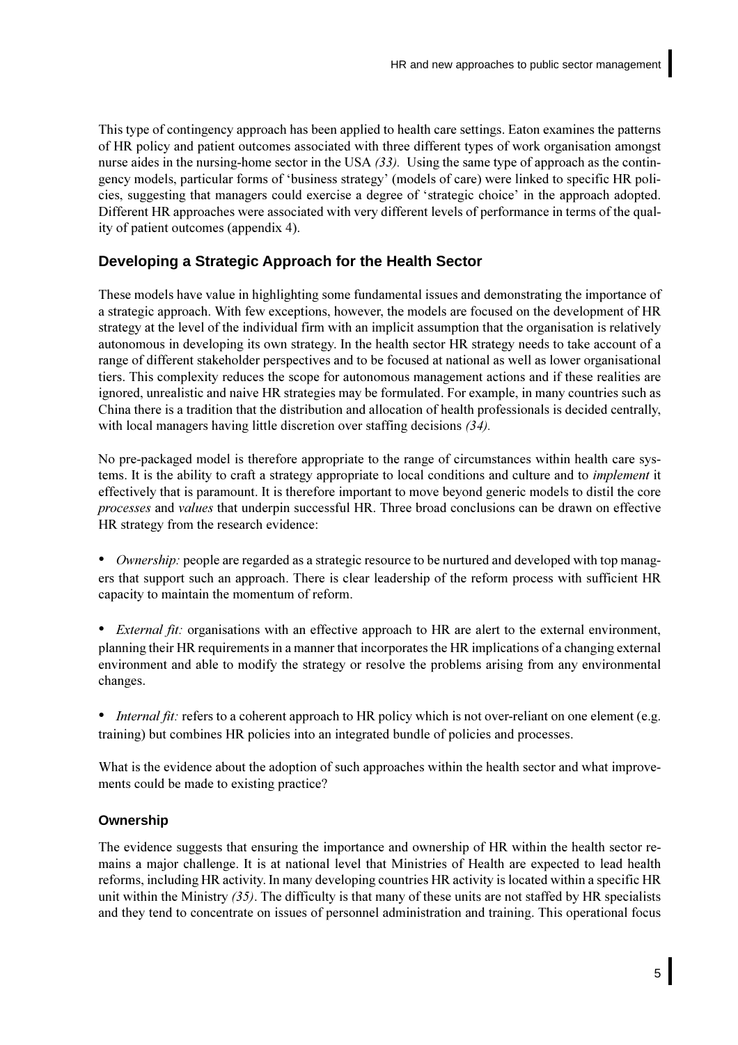This type of contingency approach has been applied to health care settings. Eaton examines the patterns of HR policy and patient outcomes associated with three different types of work organisation amongst nurse aides in the nursing-home sector in the USA *(33)*. Using the same type of approach as the contingency models, particular forms of 'business strategy' (models of care) were linked to specific HR policies, suggesting that managers could exercise a degree of 'strategic choice' in the approach adopted. Different HR approaches were associated with very different levels of performance in terms of the quality of patient outcomes (appendix 4).

## Developing a Strategic Approach for the Health Sector

These models have value in highlighting some fundamental issues and demonstrating the importance of a strategic approach. With few exceptions, however, the models are focused on the development of HR strategy at the level of the individual firm with an implicit assumption that the organisation is relatively autonomous in developing its own strategy. In the health sector HR strategy needs to take account of a range of different stakeholder perspectives and to be focused at national as well as lower organisational tiers. This complexity reduces the scope for autonomous management actions and if these realities are ignored, unrealistic and naive HR strategies may be formulated. For example, in many countries such as China there is a tradition that the distribution and allocation of health professionals is decided centrally, with local managers having little discretion over staffing decisions *(34)*.

No pre-packaged model is therefore appropriate to the range of circumstances within health care systems. It is the ability to craft a strategy appropriate to local conditions and culture and to *implement* it effectively that is paramount. It is therefore important to move beyond generic models to distil the core *processes* and *values* that underpin successful HR. Three broad conclusions can be drawn on effective HR strategy from the research evidence:

- *Ownership:* people are regarded as a strategic resource to be nurtured and developed with top managers that support such an approach. There is clear leadership of the reform process with sufficient HR capacity to maintain the momentum of reform.

- *External fit:* organisations with an effective approach to HR are alert to the external environment, planning their HR requirements in a manner that incorporates the HR implications of a changing external environment and able to modify the strategy or resolve the problems arising from any environmental changes.

- *Internal fit:* refers to a coherent approach to HR policy which is not over-reliant on one element (e.g. training) but combines HR policies into an integrated bundle of policies and processes.

What is the evidence about the adoption of such approaches within the health sector and what improvements could be made to existing practice?

### Ownership

The evidence suggests that ensuring the importance and ownership of HR within the health sector remains a major challenge. It is at national level that Ministries of Health are expected to lead health reforms, including HR activity. In many developing countries HR activity is located within a specific HR unit within the Ministry *(35)*. The difficulty is that many of these units are not staffed by HR specialists and they tend to concentrate on issues of personnel administration and training. This operational focus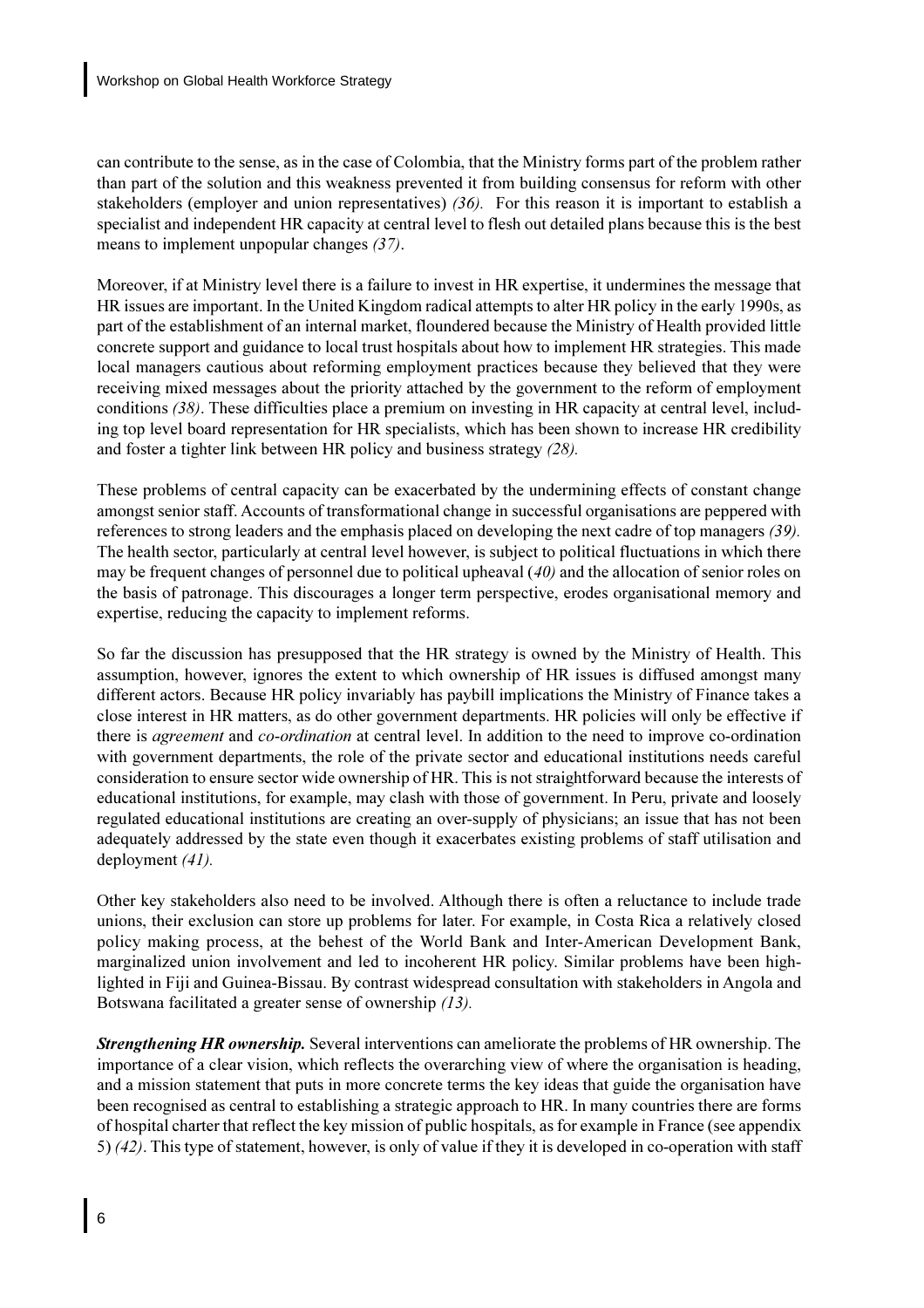can contribute to the sense, as in the case of Colombia, that the Ministry forms part of the problem rather than part of the solution and this weakness prevented it from building consensus for reform with other stakeholders (employer and union representatives) *(36).* For this reason it is important to establish a specialist and independent HR capacity at central level to flesh out detailed plans because this is the best means to implement unpopular changes *(37)*.

Moreover, if at Ministry level there is a failure to invest in HR expertise, it undermines the message that HR issues are important. In the United Kingdom radical attempts to alter HR policy in the early 1990s, as part of the establishment of an internal market, floundered because the Ministry of Health provided little concrete support and guidance to local trust hospitals about how to implement HR strategies. This made local managers cautious about reforming employment practices because they believed that they were receiving mixed messages about the priority attached by the government to the reform of employment conditions *(38)*. These difficulties place a premium on investing in HR capacity at central level, including top level board representation for HR specialists, which has been shown to increase HR credibility and foster a tighter link between HR policy and business strategy *(28).*

These problems of central capacity can be exacerbated by the undermining effects of constant change amongst senior staff. Accounts of transformational change in successful organisations are peppered with references to strong leaders and the emphasis placed on developing the next cadre of top managers *(39).* The health sector, particularly at central level however, is subject to political fluctuations in which there may be frequent changes of personnel due to political upheaval (*40)* and the allocation of senior roles on the basis of patronage. This discourages a longer term perspective, erodes organisational memory and expertise, reducing the capacity to implement reforms.

So far the discussion has presupposed that the HR strategy is owned by the Ministry of Health. This assumption, however, ignores the extent to which ownership of HR issues is diffused amongst many different actors. Because HR policy invariably has paybill implications the Ministry of Finance takes a close interest in HR matters, as do other government departments. HR policies will only be effective if there is *agreement* and *co-ordination* at central level. In addition to the need to improve co-ordination with government departments, the role of the private sector and educational institutions needs careful consideration to ensure sector wide ownership of HR. This is not straightforward because the interests of educational institutions, for example, may clash with those of government. In Peru, private and loosely regulated educational institutions are creating an over-supply of physicians; an issue that has not been adequately addressed by the state even though it exacerbates existing problems of staff utilisation and deployment *(41).*

Other key stakeholders also need to be involved. Although there is often a reluctance to include trade unions, their exclusion can store up problems for later. For example, in Costa Rica a relatively closed policy making process, at the behest of the World Bank and Inter-American Development Bank, marginalized union involvement and led to incoherent HR policy. Similar problems have been highlighted in Fiji and Guinea-Bissau. By contrast widespread consultation with stakeholders in Angola and Botswana facilitated a greater sense of ownership *(13).*

***Strengthening HR ownership.*** Several interventions can ameliorate the problems of HR ownership. The importance of a clear vision, which reflects the overarching view of where the organisation is heading, and a mission statement that puts in more concrete terms the key ideas that guide the organisation have been recognised as central to establishing a strategic approach to HR. In many countries there are forms of hospital charter that reflect the key mission of public hospitals, as for example in France (see appendix 5) *(42)*. This type of statement, however, is only of value if they it is developed in co-operation with staff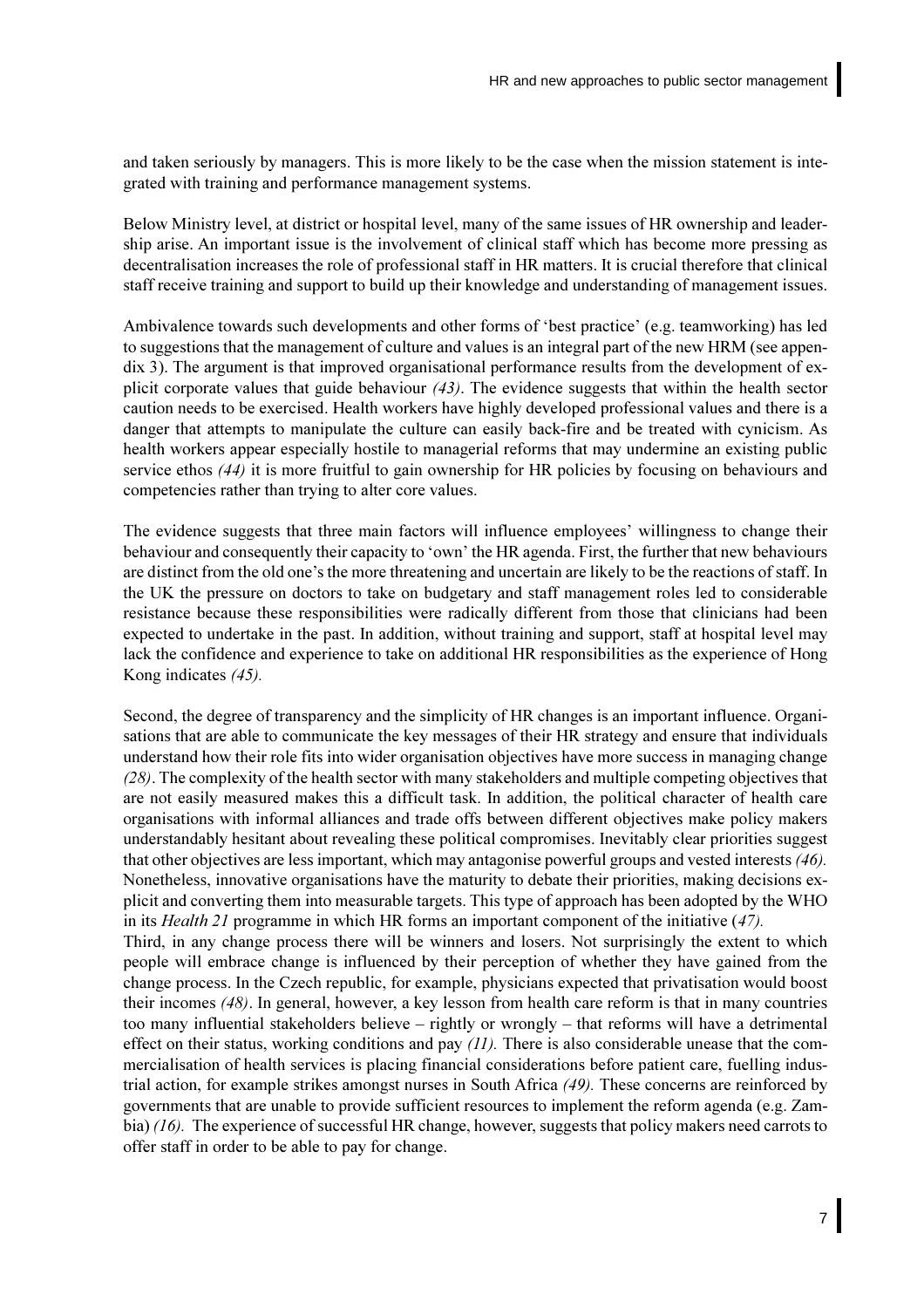and taken seriously by managers. This is more likely to be the case when the mission statement is integrated with training and performance management systems.

Below Ministry level, at district or hospital level, many of the same issues of HR ownership and leadership arise. An important issue is the involvement of clinical staff which has become more pressing as decentralisation increases the role of professional staff in HR matters. It is crucial therefore that clinical staff receive training and support to build up their knowledge and understanding of management issues.

Ambivalence towards such developments and other forms of 'best practice' (e.g. teamworking) has led to suggestions that the management of culture and values is an integral part of the new HRM (see appendix 3). The argument is that improved organisational performance results from the development of explicit corporate values that guide behaviour *(43)*. The evidence suggests that within the health sector caution needs to be exercised. Health workers have highly developed professional values and there is a danger that attempts to manipulate the culture can easily back-fire and be treated with cynicism. As health workers appear especially hostile to managerial reforms that may undermine an existing public service ethos *(44)* it is more fruitful to gain ownership for HR policies by focusing on behaviours and competencies rather than trying to alter core values.

The evidence suggests that three main factors will influence employees' willingness to change their behaviour and consequently their capacity to 'own' the HR agenda. First, the further that new behaviours are distinct from the old one's the more threatening and uncertain are likely to be the reactions of staff. In the UK the pressure on doctors to take on budgetary and staff management roles led to considerable resistance because these responsibilities were radically different from those that clinicians had been expected to undertake in the past. In addition, without training and support, staff at hospital level may lack the confidence and experience to take on additional HR responsibilities as the experience of Hong Kong indicates *(45).*

Second, the degree of transparency and the simplicity of HR changes is an important influence. Organisations that are able to communicate the key messages of their HR strategy and ensure that individuals understand how their role fits into wider organisation objectives have more success in managing change *(28)*. The complexity of the health sector with many stakeholders and multiple competing objectives that are not easily measured makes this a difficult task. In addition, the political character of health care organisations with informal alliances and trade offs between different objectives make policy makers understandably hesitant about revealing these political compromises. Inevitably clear priorities suggest that other objectives are less important, which may antagonise powerful groups and vested interests *(46).* Nonetheless, innovative organisations have the maturity to debate their priorities, making decisions explicit and converting them into measurable targets. This type of approach has been adopted by the WHO in its *Health 21* programme in which HR forms an important component of the initiative (*47).*

Third, in any change process there will be winners and losers. Not surprisingly the extent to which people will embrace change is influenced by their perception of whether they have gained from the change process. In the Czech republic, for example, physicians expected that privatisation would boost their incomes *(48)*. In general, however, a key lesson from health care reform is that in many countries too many influential stakeholders believe – rightly or wrongly – that reforms will have a detrimental effect on their status, working conditions and pay *(11).* There is also considerable unease that the commercialisation of health services is placing financial considerations before patient care, fuelling industrial action, for example strikes amongst nurses in South Africa *(49).* These concerns are reinforced by governments that are unable to provide sufficient resources to implement the reform agenda (e.g. Zambia) *(16).* The experience of successful HR change, however, suggests that policy makers need carrots to offer staff in order to be able to pay for change.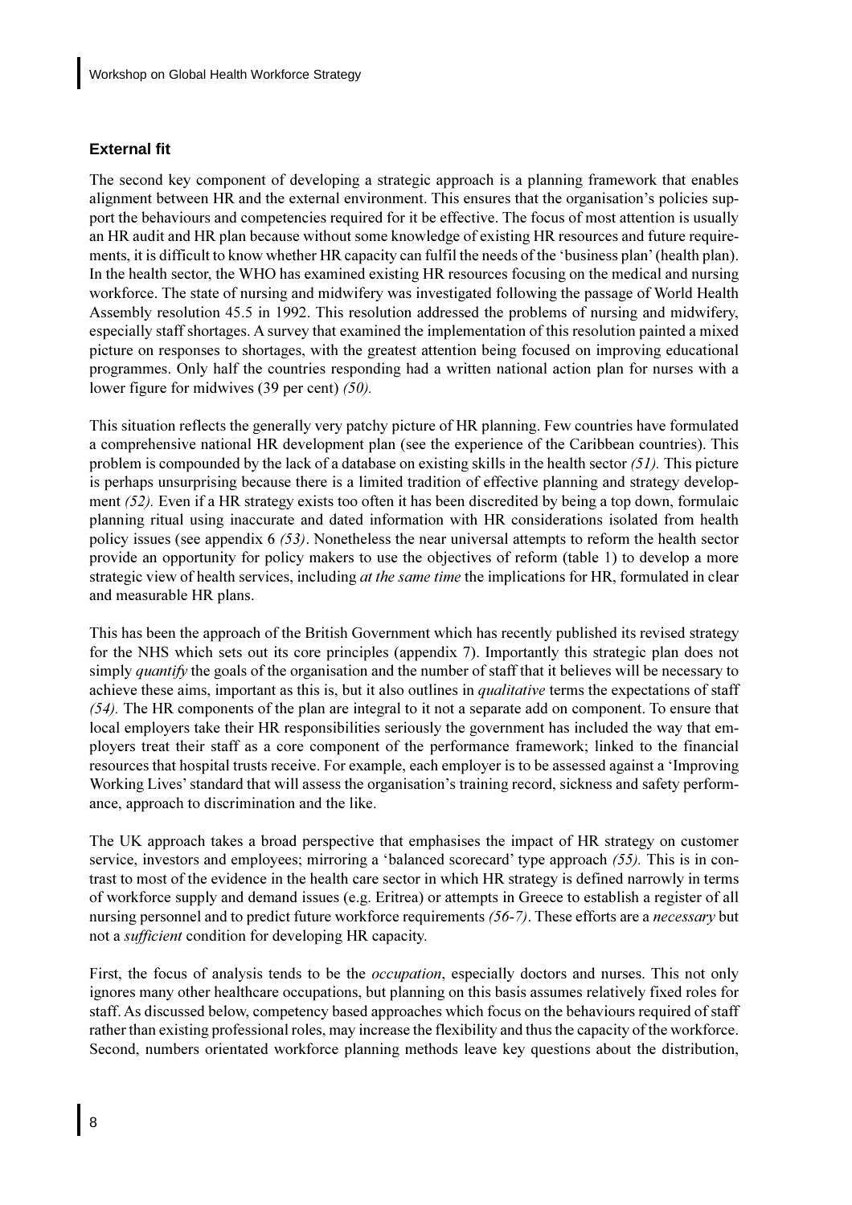### External fit

The second key component of developing a strategic approach is a planning framework that enables alignment between HR and the external environment. This ensures that the organisation's policies support the behaviours and competencies required for it be effective. The focus of most attention is usually an HR audit and HR plan because without some knowledge of existing HR resources and future requirements, it is difficult to know whether HR capacity can fulfil the needs of the 'business plan' (health plan). In the health sector, the WHO has examined existing HR resources focusing on the medical and nursing workforce. The state of nursing and midwifery was investigated following the passage of World Health Assembly resolution 45.5 in 1992. This resolution addressed the problems of nursing and midwifery, especially staff shortages. A survey that examined the implementation of this resolution painted a mixed picture on responses to shortages, with the greatest attention being focused on improving educational programmes. Only half the countries responding had a written national action plan for nurses with a lower figure for midwives (39 per cent) *(50).*

This situation reflects the generally very patchy picture of HR planning. Few countries have formulated a comprehensive national HR development plan (see the experience of the Caribbean countries). This problem is compounded by the lack of a database on existing skills in the health sector *(51).* This picture is perhaps unsurprising because there is a limited tradition of effective planning and strategy development *(52).* Even if a HR strategy exists too often it has been discredited by being a top down, formulaic planning ritual using inaccurate and dated information with HR considerations isolated from health policy issues (see appendix 6 *(53)*. Nonetheless the near universal attempts to reform the health sector provide an opportunity for policy makers to use the objectives of reform (table 1) to develop a more strategic view of health services, including *at the same time* the implications for HR, formulated in clear and measurable HR plans.

This has been the approach of the British Government which has recently published its revised strategy for the NHS which sets out its core principles (appendix 7). Importantly this strategic plan does not simply *quantify* the goals of the organisation and the number of staff that it believes will be necessary to achieve these aims, important as this is, but it also outlines in *qualitative* terms the expectations of staff *(54).* The HR components of the plan are integral to it not a separate add on component. To ensure that local employers take their HR responsibilities seriously the government has included the way that employers treat their staff as a core component of the performance framework; linked to the financial resources that hospital trusts receive. For example, each employer is to be assessed against a 'Improving Working Lives' standard that will assess the organisation's training record, sickness and safety performance, approach to discrimination and the like.

The UK approach takes a broad perspective that emphasises the impact of HR strategy on customer service, investors and employees; mirroring a 'balanced scorecard' type approach *(55).* This is in contrast to most of the evidence in the health care sector in which HR strategy is defined narrowly in terms of workforce supply and demand issues (e.g. Eritrea) or attempts in Greece to establish a register of all nursing personnel and to predict future workforce requirements *(56-7)*. These efforts are a *necessary* but not a *sufficient* condition for developing HR capacity.

First, the focus of analysis tends to be the *occupation*, especially doctors and nurses. This not only ignores many other healthcare occupations, but planning on this basis assumes relatively fixed roles for staff. As discussed below, competency based approaches which focus on the behaviours required of staff rather than existing professional roles, may increase the flexibility and thus the capacity of the workforce. Second, numbers orientated workforce planning methods leave key questions about the distribution,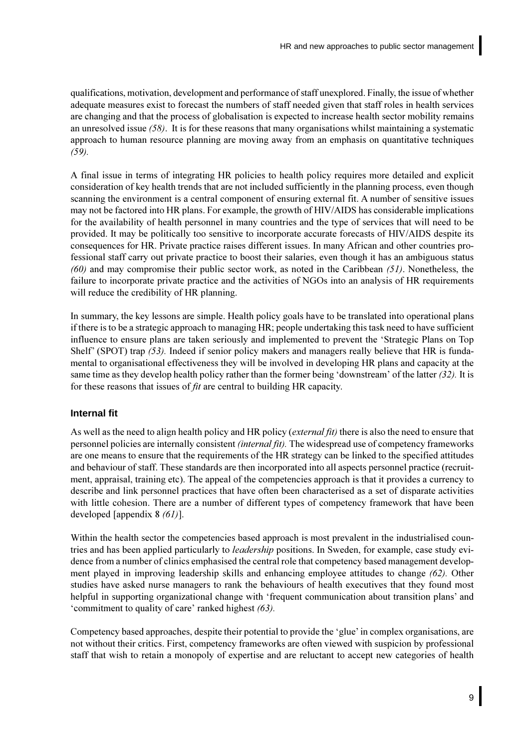qualifications, motivation, development and performance of staff unexplored. Finally, the issue of whether adequate measures exist to forecast the numbers of staff needed given that staff roles in health services are changing and that the process of globalisation is expected to increase health sector mobility remains an unresolved issue *(58)*. It is for these reasons that many organisations whilst maintaining a systematic approach to human resource planning are moving away from an emphasis on quantitative techniques *(59).*

A final issue in terms of integrating HR policies to health policy requires more detailed and explicit consideration of key health trends that are not included sufficiently in the planning process, even though scanning the environment is a central component of ensuring external fit. A number of sensitive issues may not be factored into HR plans. For example, the growth of HIV/AIDS has considerable implications for the availability of health personnel in many countries and the type of services that will need to be provided. It may be politically too sensitive to incorporate accurate forecasts of HIV/AIDS despite its consequences for HR. Private practice raises different issues. In many African and other countries professional staff carry out private practice to boost their salaries, even though it has an ambiguous status *(60)* and may compromise their public sector work, as noted in the Caribbean *(51)*. Nonetheless, the failure to incorporate private practice and the activities of NGOs into an analysis of HR requirements will reduce the credibility of HR planning.

In summary, the key lessons are simple. Health policy goals have to be translated into operational plans if there is to be a strategic approach to managing HR; people undertaking this task need to have sufficient influence to ensure plans are taken seriously and implemented to prevent the 'Strategic Plans on Top Shelf' (SPOT) trap *(53).* Indeed if senior policy makers and managers really believe that HR is fundamental to organisational effectiveness they will be involved in developing HR plans and capacity at the same time as they develop health policy rather than the former being 'downstream' of the latter *(32).* It is for these reasons that issues of *fit* are central to building HR capacity.

### Internal fit

As well as the need to align health policy and HR policy (*external fit)* there is also the need to ensure that personnel policies are internally consistent *(internal fit).* The widespread use of competency frameworks are one means to ensure that the requirements of the HR strategy can be linked to the specified attitudes and behaviour of staff. These standards are then incorporated into all aspects personnel practice (recruitment, appraisal, training etc). The appeal of the competencies approach is that it provides a currency to describe and link personnel practices that have often been characterised as a set of disparate activities with little cohesion. There are a number of different types of competency framework that have been developed [appendix 8 *(61)*].

Within the health sector the competencies based approach is most prevalent in the industrialised countries and has been applied particularly to *leadership* positions. In Sweden, for example, case study evidence from a number of clinics emphasised the central role that competency based management development played in improving leadership skills and enhancing employee attitudes to change *(62).* Other studies have asked nurse managers to rank the behaviours of health executives that they found most helpful in supporting organizational change with 'frequent communication about transition plans' and 'commitment to quality of care' ranked highest *(63).*

Competency based approaches, despite their potential to provide the 'glue' in complex organisations, are not without their critics. First, competency frameworks are often viewed with suspicion by professional staff that wish to retain a monopoly of expertise and are reluctant to accept new categories of health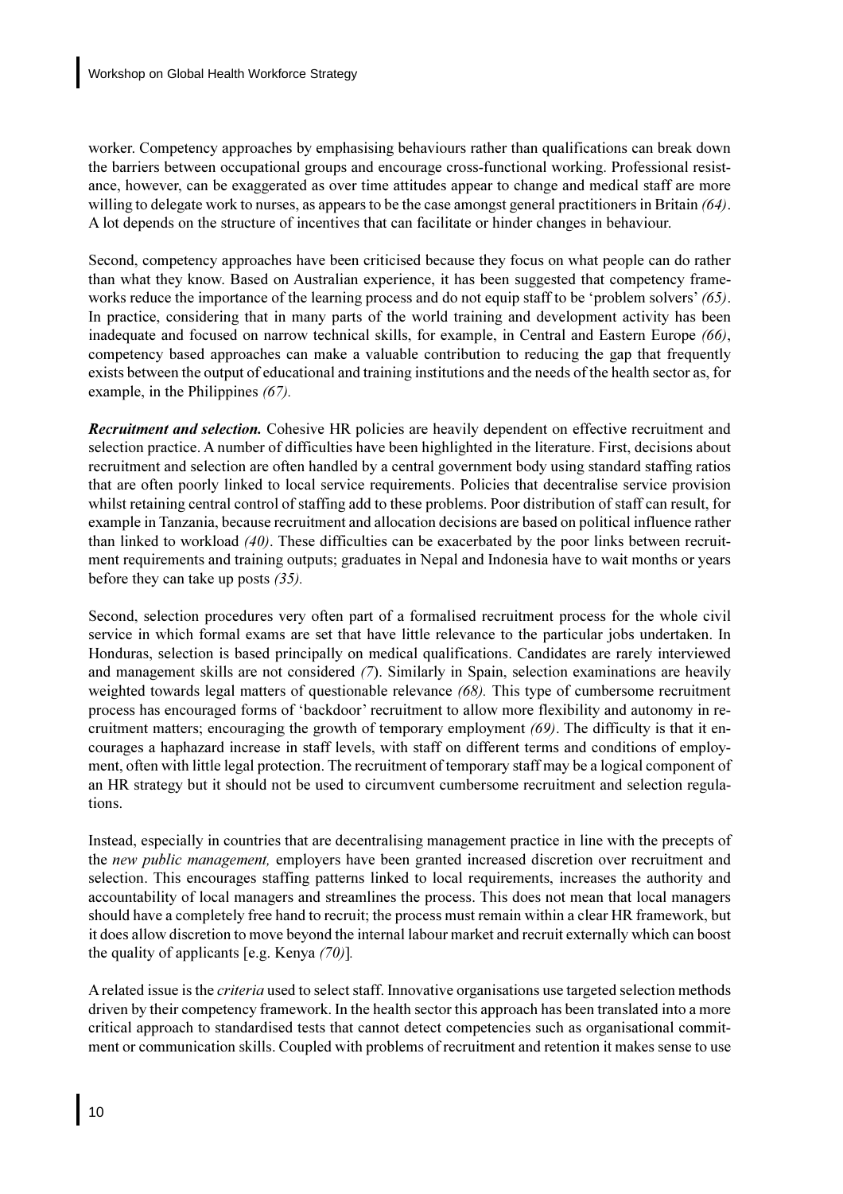worker. Competency approaches by emphasising behaviours rather than qualifications can break down the barriers between occupational groups and encourage cross-functional working. Professional resistance, however, can be exaggerated as over time attitudes appear to change and medical staff are more willing to delegate work to nurses, as appears to be the case amongst general practitioners in Britain *(64)*. A lot depends on the structure of incentives that can facilitate or hinder changes in behaviour.

Second, competency approaches have been criticised because they focus on what people can do rather than what they know. Based on Australian experience, it has been suggested that competency frameworks reduce the importance of the learning process and do not equip staff to be 'problem solvers' *(65)*. In practice, considering that in many parts of the world training and development activity has been inadequate and focused on narrow technical skills, for example, in Central and Eastern Europe *(66)*, competency based approaches can make a valuable contribution to reducing the gap that frequently exists between the output of educational and training institutions and the needs of the health sector as, for example, in the Philippines *(67).*

***Recruitment and selection.*** Cohesive HR policies are heavily dependent on effective recruitment and selection practice. A number of difficulties have been highlighted in the literature. First, decisions about recruitment and selection are often handled by a central government body using standard staffing ratios that are often poorly linked to local service requirements. Policies that decentralise service provision whilst retaining central control of staffing add to these problems. Poor distribution of staff can result, for example in Tanzania, because recruitment and allocation decisions are based on political influence rather than linked to workload *(40)*. These difficulties can be exacerbated by the poor links between recruitment requirements and training outputs; graduates in Nepal and Indonesia have to wait months or years before they can take up posts *(35).*

Second, selection procedures very often part of a formalised recruitment process for the whole civil service in which formal exams are set that have little relevance to the particular jobs undertaken. In Honduras, selection is based principally on medical qualifications. Candidates are rarely interviewed and management skills are not considered *(7*). Similarly in Spain, selection examinations are heavily weighted towards legal matters of questionable relevance *(68).* This type of cumbersome recruitment process has encouraged forms of 'backdoor' recruitment to allow more flexibility and autonomy in recruitment matters; encouraging the growth of temporary employment *(69)*. The difficulty is that it encourages a haphazard increase in staff levels, with staff on different terms and conditions of employment, often with little legal protection. The recruitment of temporary staff may be a logical component of an HR strategy but it should not be used to circumvent cumbersome recruitment and selection regulations.

Instead, especially in countries that are decentralising management practice in line with the precepts of the *new public management,* employers have been granted increased discretion over recruitment and selection. This encourages staffing patterns linked to local requirements, increases the authority and accountability of local managers and streamlines the process. This does not mean that local managers should have a completely free hand to recruit; the process must remain within a clear HR framework, but it does allow discretion to move beyond the internal labour market and recruit externally which can boost the quality of applicants [e.g. Kenya *(70)*].

A related issue is the *criteria* used to select staff. Innovative organisations use targeted selection methods driven by their competency framework. In the health sector this approach has been translated into a more critical approach to standardised tests that cannot detect competencies such as organisational commitment or communication skills. Coupled with problems of recruitment and retention it makes sense to use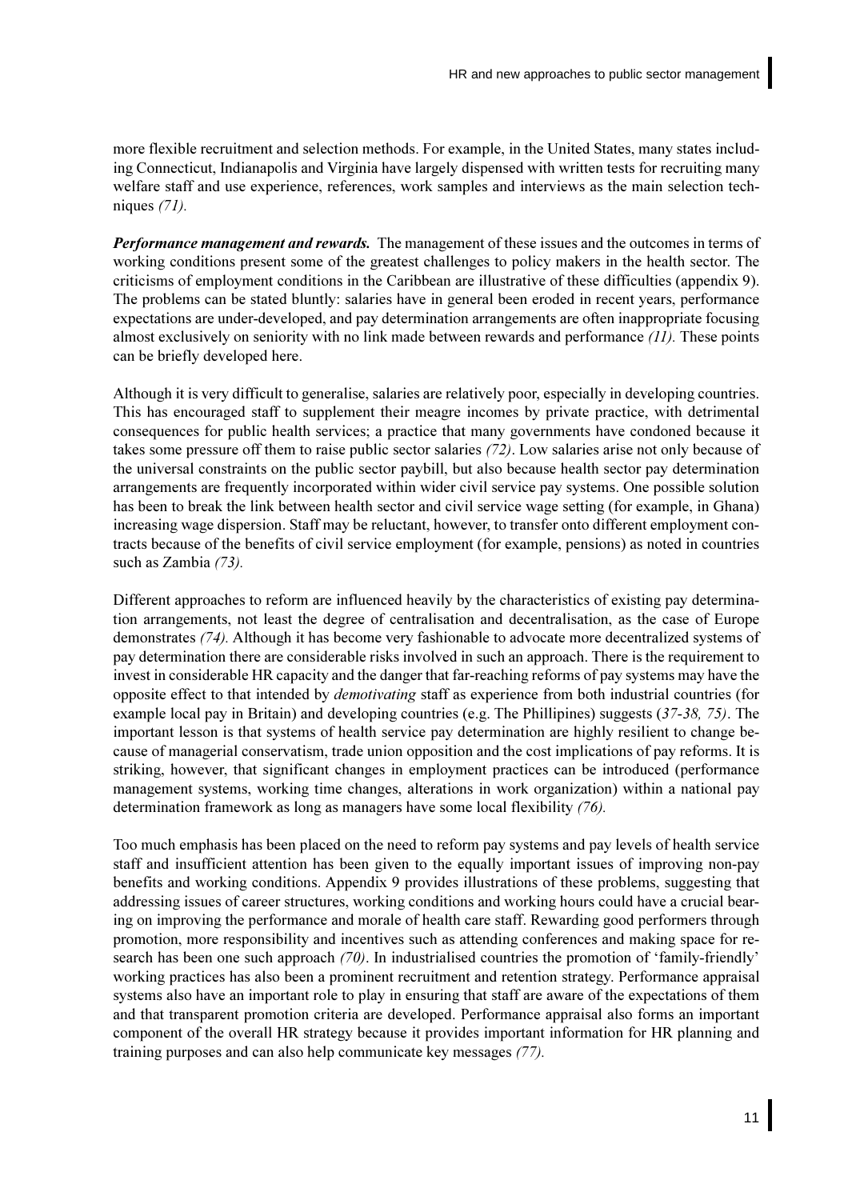more flexible recruitment and selection methods. For example, in the United States, many states including Connecticut, Indianapolis and Virginia have largely dispensed with written tests for recruiting many welfare staff and use experience, references, work samples and interviews as the main selection techniques *(71).*

***Performance management and rewards.*** The management of these issues and the outcomes in terms of working conditions present some of the greatest challenges to policy makers in the health sector. The criticisms of employment conditions in the Caribbean are illustrative of these difficulties (appendix 9). The problems can be stated bluntly: salaries have in general been eroded in recent years, performance expectations are under-developed, and pay determination arrangements are often inappropriate focusing almost exclusively on seniority with no link made between rewards and performance *(11).* These points can be briefly developed here.

Although it is very difficult to generalise, salaries are relatively poor, especially in developing countries. This has encouraged staff to supplement their meagre incomes by private practice, with detrimental consequences for public health services; a practice that many governments have condoned because it takes some pressure off them to raise public sector salaries *(72)*. Low salaries arise not only because of the universal constraints on the public sector paybill, but also because health sector pay determination arrangements are frequently incorporated within wider civil service pay systems. One possible solution has been to break the link between health sector and civil service wage setting (for example, in Ghana) increasing wage dispersion. Staff may be reluctant, however, to transfer onto different employment contracts because of the benefits of civil service employment (for example, pensions) as noted in countries such as Zambia *(73).*

Different approaches to reform are influenced heavily by the characteristics of existing pay determination arrangements, not least the degree of centralisation and decentralisation, as the case of Europe demonstrates *(74).* Although it has become very fashionable to advocate more decentralized systems of pay determination there are considerable risks involved in such an approach. There is the requirement to invest in considerable HR capacity and the danger that far-reaching reforms of pay systems may have the opposite effect to that intended by *demotivating* staff as experience from both industrial countries (for example local pay in Britain) and developing countries (e.g. The Phillipines) suggests (*37-38, 75)*. The important lesson is that systems of health service pay determination are highly resilient to change because of managerial conservatism, trade union opposition and the cost implications of pay reforms. It is striking, however, that significant changes in employment practices can be introduced (performance management systems, working time changes, alterations in work organization) within a national pay determination framework as long as managers have some local flexibility *(76).*

Too much emphasis has been placed on the need to reform pay systems and pay levels of health service staff and insufficient attention has been given to the equally important issues of improving non-pay benefits and working conditions. Appendix 9 provides illustrations of these problems, suggesting that addressing issues of career structures, working conditions and working hours could have a crucial bearing on improving the performance and morale of health care staff. Rewarding good performers through promotion, more responsibility and incentives such as attending conferences and making space for research has been one such approach *(70)*. In industrialised countries the promotion of 'family-friendly' working practices has also been a prominent recruitment and retention strategy. Performance appraisal systems also have an important role to play in ensuring that staff are aware of the expectations of them and that transparent promotion criteria are developed. Performance appraisal also forms an important component of the overall HR strategy because it provides important information for HR planning and training purposes and can also help communicate key messages *(77).*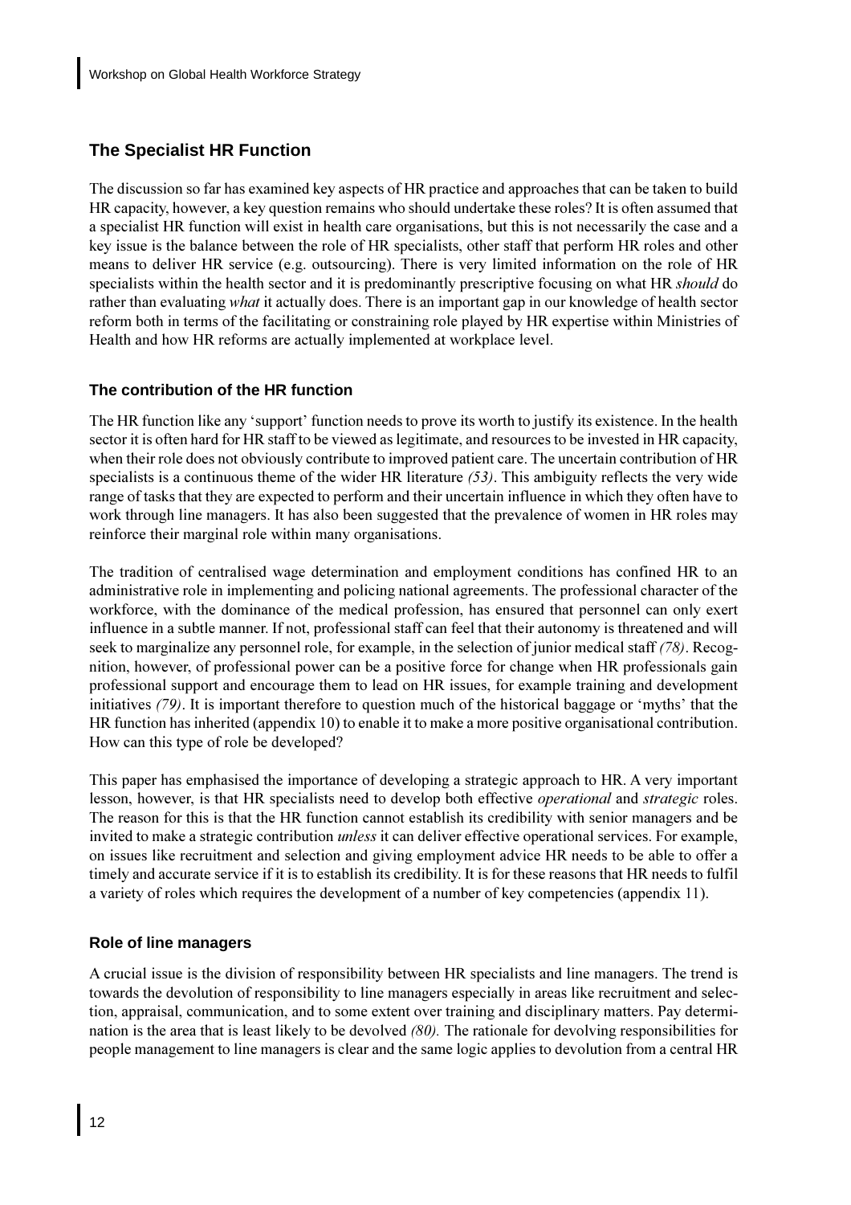## The Specialist HR Function

The discussion so far has examined key aspects of HR practice and approaches that can be taken to build HR capacity, however, a key question remains who should undertake these roles? It is often assumed that a specialist HR function will exist in health care organisations, but this is not necessarily the case and a key issue is the balance between the role of HR specialists, other staff that perform HR roles and other means to deliver HR service (e.g. outsourcing). There is very limited information on the role of HR specialists within the health sector and it is predominantly prescriptive focusing on what HR *should* do rather than evaluating *what* it actually does. There is an important gap in our knowledge of health sector reform both in terms of the facilitating or constraining role played by HR expertise within Ministries of Health and how HR reforms are actually implemented at workplace level.

### The contribution of the HR function

The HR function like any 'support' function needs to prove its worth to justify its existence. In the health sector it is often hard for HR staff to be viewed as legitimate, and resources to be invested in HR capacity, when their role does not obviously contribute to improved patient care. The uncertain contribution of HR specialists is a continuous theme of the wider HR literature *(53)*. This ambiguity reflects the very wide range of tasks that they are expected to perform and their uncertain influence in which they often have to work through line managers. It has also been suggested that the prevalence of women in HR roles may reinforce their marginal role within many organisations.

The tradition of centralised wage determination and employment conditions has confined HR to an administrative role in implementing and policing national agreements. The professional character of the workforce, with the dominance of the medical profession, has ensured that personnel can only exert influence in a subtle manner. If not, professional staff can feel that their autonomy is threatened and will seek to marginalize any personnel role, for example, in the selection of junior medical staff *(78)*. Recognition, however, of professional power can be a positive force for change when HR professionals gain professional support and encourage them to lead on HR issues, for example training and development initiatives *(79)*. It is important therefore to question much of the historical baggage or 'myths' that the HR function has inherited (appendix 10) to enable it to make a more positive organisational contribution. How can this type of role be developed?

This paper has emphasised the importance of developing a strategic approach to HR. A very important lesson, however, is that HR specialists need to develop both effective *operational* and *strategic* roles. The reason for this is that the HR function cannot establish its credibility with senior managers and be invited to make a strategic contribution *unless* it can deliver effective operational services. For example, on issues like recruitment and selection and giving employment advice HR needs to be able to offer a timely and accurate service if it is to establish its credibility. It is for these reasons that HR needs to fulfil a variety of roles which requires the development of a number of key competencies (appendix 11).

### Role of line managers

A crucial issue is the division of responsibility between HR specialists and line managers. The trend is towards the devolution of responsibility to line managers especially in areas like recruitment and selection, appraisal, communication, and to some extent over training and disciplinary matters. Pay determination is the area that is least likely to be devolved *(80).* The rationale for devolving responsibilities for people management to line managers is clear and the same logic applies to devolution from a central HR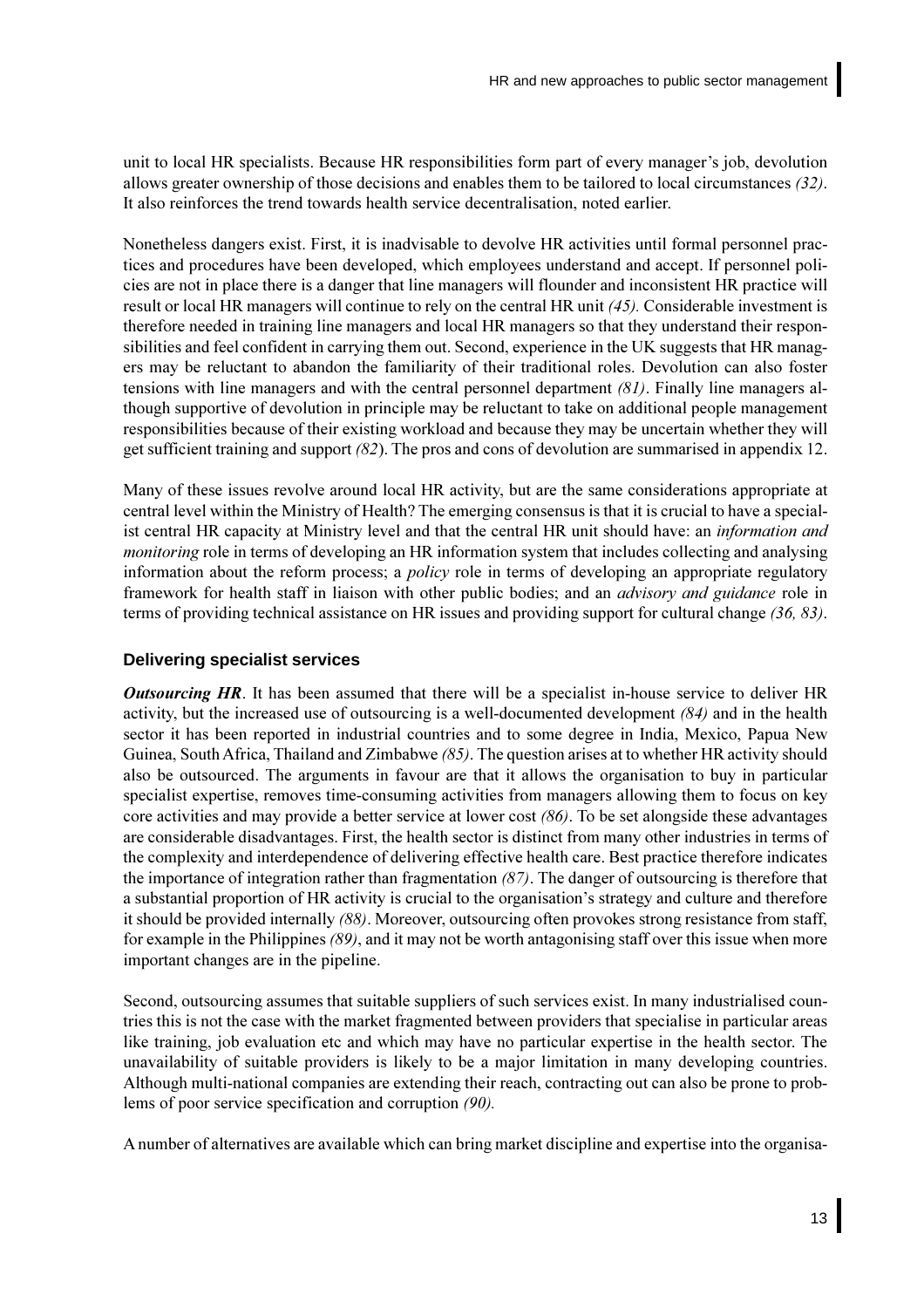unit to local HR specialists. Because HR responsibilities form part of every manager's job, devolution allows greater ownership of those decisions and enables them to be tailored to local circumstances *(32)*. It also reinforces the trend towards health service decentralisation, noted earlier.

Nonetheless dangers exist. First, it is inadvisable to devolve HR activities until formal personnel practices and procedures have been developed, which employees understand and accept. If personnel policies are not in place there is a danger that line managers will flounder and inconsistent HR practice will result or local HR managers will continue to rely on the central HR unit *(45)*. Considerable investment is therefore needed in training line managers and local HR managers so that they understand their responsibilities and feel confident in carrying them out. Second, experience in the UK suggests that HR managers may be reluctant to abandon the familiarity of their traditional roles. Devolution can also foster tensions with line managers and with the central personnel department *(81)*. Finally line managers although supportive of devolution in principle may be reluctant to take on additional people management responsibilities because of their existing workload and because they may be uncertain whether they will get sufficient training and support *(82)*. The pros and cons of devolution are summarised in appendix 12.

Many of these issues revolve around local HR activity, but are the same considerations appropriate at central level within the Ministry of Health? The emerging consensus is that it is crucial to have a specialist central HR capacity at Ministry level and that the central HR unit should have: an *information and monitoring* role in terms of developing an HR information system that includes collecting and analysing information about the reform process; a *policy* role in terms of developing an appropriate regulatory framework for health staff in liaison with other public bodies; and an *advisory and guidance* role in terms of providing technical assistance on HR issues and providing support for cultural change *(36, 83)*.

### Delivering specialist services

***Outsourcing HR***. It has been assumed that there will be a specialist in-house service to deliver HR activity, but the increased use of outsourcing is a well-documented development *(84)* and in the health sector it has been reported in industrial countries and to some degree in India, Mexico, Papua New Guinea, South Africa, Thailand and Zimbabwe *(85)*. The question arises at to whether HR activity should also be outsourced. The arguments in favour are that it allows the organisation to buy in particular specialist expertise, removes time-consuming activities from managers allowing them to focus on key core activities and may provide a better service at lower cost *(86)*. To be set alongside these advantages are considerable disadvantages. First, the health sector is distinct from many other industries in terms of the complexity and interdependence of delivering effective health care. Best practice therefore indicates the importance of integration rather than fragmentation *(87)*. The danger of outsourcing is therefore that a substantial proportion of HR activity is crucial to the organisation's strategy and culture and therefore it should be provided internally *(88)*. Moreover, outsourcing often provokes strong resistance from staff, for example in the Philippines *(89)*, and it may not be worth antagonising staff over this issue when more important changes are in the pipeline.

Second, outsourcing assumes that suitable suppliers of such services exist. In many industrialised countries this is not the case with the market fragmented between providers that specialise in particular areas like training, job evaluation etc and which may have no particular expertise in the health sector. The unavailability of suitable providers is likely to be a major limitation in many developing countries. Although multi-national companies are extending their reach, contracting out can also be prone to problems of poor service specification and corruption *(90)*.

A number of alternatives are available which can bring market discipline and expertise into the organisa-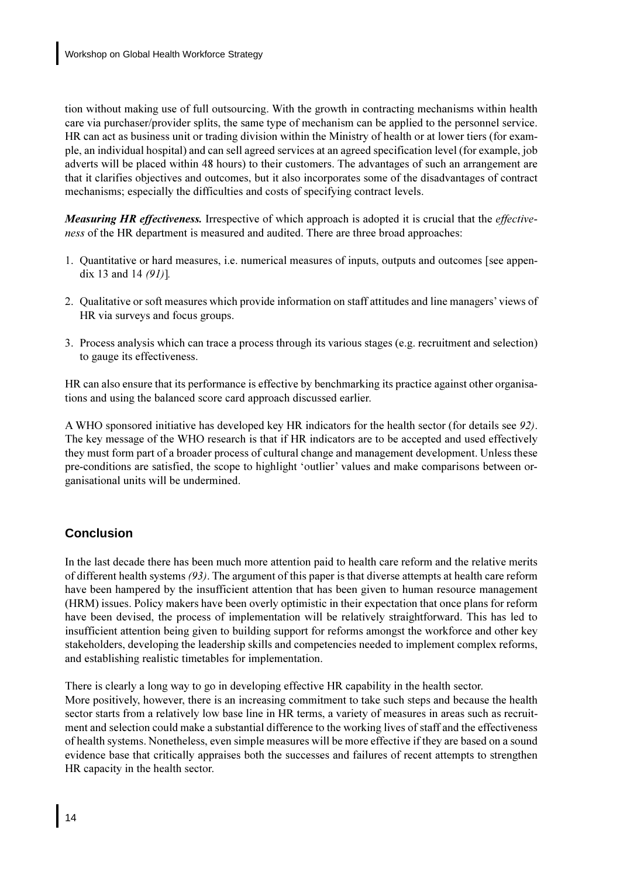tion without making use of full outsourcing. With the growth in contracting mechanisms within health care via purchaser/provider splits, the same type of mechanism can be applied to the personnel service. HR can act as business unit or trading division within the Ministry of health or at lower tiers (for example, an individual hospital) and can sell agreed services at an agreed specification level (for example, job adverts will be placed within 48 hours) to their customers. The advantages of such an arrangement are that it clarifies objectives and outcomes, but it also incorporates some of the disadvantages of contract mechanisms; especially the difficulties and costs of specifying contract levels.

***Measuring HR effectiveness.*** Irrespective of which approach is adopted it is crucial that the *effectiveness* of the HR department is measured and audited. There are three broad approaches:

1. Quantitative or hard measures, i.e. numerical measures of inputs, outputs and outcomes [see appendix 13 and 14 *(91)*].
2. Qualitative or soft measures which provide information on staff attitudes and line managers' views of HR via surveys and focus groups.
3. Process analysis which can trace a process through its various stages (e.g. recruitment and selection) to gauge its effectiveness.

HR can also ensure that its performance is effective by benchmarking its practice against other organisations and using the balanced score card approach discussed earlier.

A WHO sponsored initiative has developed key HR indicators for the health sector (for details see *92)*. The key message of the WHO research is that if HR indicators are to be accepted and used effectively they must form part of a broader process of cultural change and management development. Unless these pre-conditions are satisfied, the scope to highlight 'outlier' values and make comparisons between organisational units will be undermined.

## Conclusion

In the last decade there has been much more attention paid to health care reform and the relative merits of different health systems *(93)*. The argument of this paper is that diverse attempts at health care reform have been hampered by the insufficient attention that has been given to human resource management (HRM) issues. Policy makers have been overly optimistic in their expectation that once plans for reform have been devised, the process of implementation will be relatively straightforward. This has led to insufficient attention being given to building support for reforms amongst the workforce and other key stakeholders, developing the leadership skills and competencies needed to implement complex reforms, and establishing realistic timetables for implementation.

There is clearly a long way to go in developing effective HR capability in the health sector.
More positively, however, there is an increasing commitment to take such steps and because the health sector starts from a relatively low base line in HR terms, a variety of measures in areas such as recruitment and selection could make a substantial difference to the working lives of staff and the effectiveness of health systems. Nonetheless, even simple measures will be more effective if they are based on a sound evidence base that critically appraises both the successes and failures of recent attempts to strengthen HR capacity in the health sector.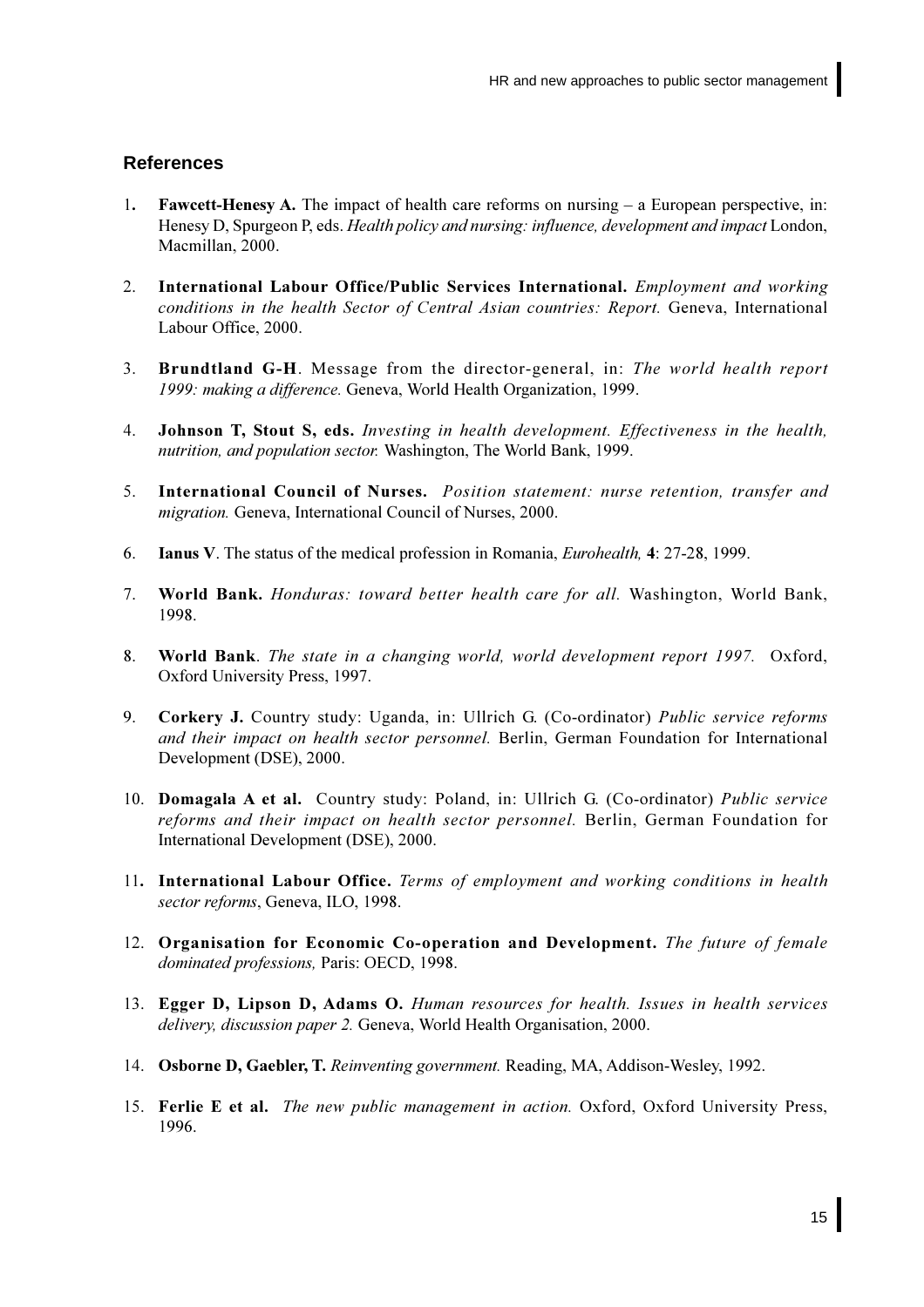## References

1. **Fawcett-Henesy A.** The impact of health care reforms on nursing – a European perspective, in: Henesy D, Spurgeon P, eds. *Health policy and nursing: influence, development and impact* London, Macmillan, 2000.

2. **International Labour Office/Public Services International.** *Employment and working conditions in the health Sector of Central Asian countries: Report.* Geneva, International Labour Office, 2000.

3. **Brundtland G-H**. Message from the director-general, in: *The world health report 1999: making a difference.* Geneva, World Health Organization, 1999.

4. **Johnson T, Stout S, eds.** *Investing in health development. Effectiveness in the health, nutrition, and population sector.* Washington, The World Bank, 1999.

5. **International Council of Nurses.** *Position statement: nurse retention, transfer and migration.* Geneva, International Council of Nurses, 2000.

6. **Ianus V**. The status of the medical profession in Romania, *Eurohealth,* **4**: 27-28, 1999.

7. **World Bank.** *Honduras: toward better health care for all.* Washington, World Bank, 1998.

8. **World Bank**. *The state in a changing world, world development report 1997.* Oxford, Oxford University Press, 1997.

9. **Corkery J.** Country study: Uganda, in: Ullrich G. (Co-ordinator) *Public service reforms and their impact on health sector personnel.* Berlin, German Foundation for International Development (DSE), 2000.

10. **Domagala A et al.** Country study: Poland, in: Ullrich G. (Co-ordinator) *Public service reforms and their impact on health sector personnel.* Berlin, German Foundation for International Development (DSE), 2000.

11. **International Labour Office.** *Terms of employment and working conditions in health sector reforms*, Geneva, ILO, 1998.

12. **Organisation for Economic Co-operation and Development.** *The future of female dominated professions,* Paris: OECD, 1998.

13. **Egger D, Lipson D, Adams O.** *Human resources for health. Issues in health services delivery, discussion paper 2.* Geneva, World Health Organisation, 2000.

14. **Osborne D, Gaebler, T.** *Reinventing government.* Reading, MA, Addison-Wesley, 1992.

15. **Ferlie E et al.** *The new public management in action.* Oxford, Oxford University Press, 1996.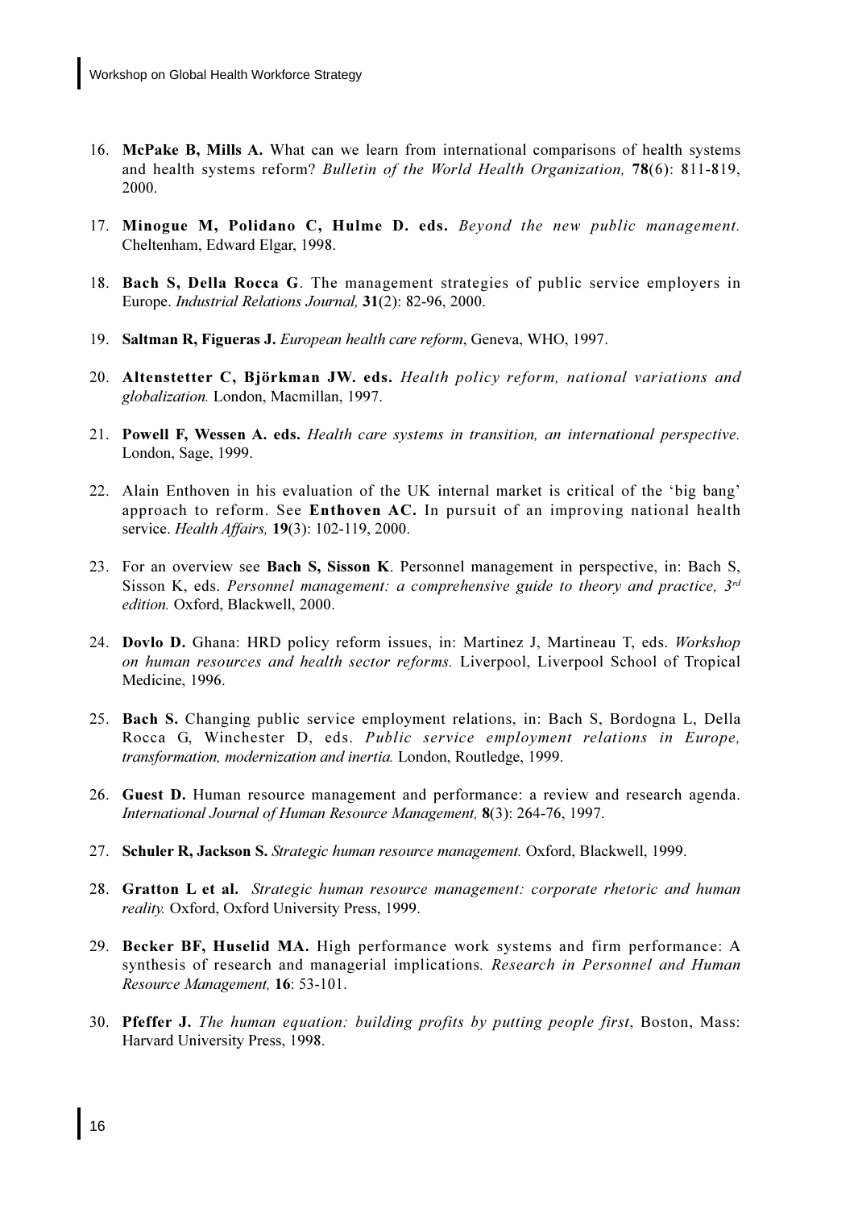16. **McPake B, Mills A.** What can we learn from international comparisons of health systems and health systems reform? *Bulletin of the World Health Organization,* **78**(6): 811-819, 2000.

17. **Minogue M, Polidano C, Hulme D. eds.** *Beyond the new public management.* Cheltenham, Edward Elgar, 1998.

18. **Bach S, Della Rocca G**. The management strategies of public service employers in Europe. *Industrial Relations Journal,* **31**(2): 82-96, 2000.

19. **Saltman R, Figueras J.** *European health care reform*, Geneva, WHO, 1997.

20. **Altenstetter C, Björkman JW. eds.** *Health policy reform, national variations and globalization.* London, Macmillan, 1997.

21. **Powell F, Wessen A. eds.** *Health care systems in transition, an international perspective.* London, Sage, 1999.

22. Alain Enthoven in his evaluation of the UK internal market is critical of the 'big bang' approach to reform. See **Enthoven AC.** In pursuit of an improving national health service. *Health Affairs,* **19**(3): 102-119, 2000.

23. For an overview see **Bach S, Sisson K**. Personnel management in perspective, in: Bach S, Sisson K, eds. *Personnel management: a comprehensive guide to theory and practice, 3rd edition.* Oxford, Blackwell, 2000.

24. **Dovlo D.** Ghana: HRD policy reform issues, in: Martinez J, Martineau T, eds. *Workshop on human resources and health sector reforms.* Liverpool, Liverpool School of Tropical Medicine, 1996.

25. **Bach S.** Changing public service employment relations, in: Bach S, Bordogna L, Della Rocca G, Winchester D, eds. *Public service employment relations in Europe, transformation, modernization and inertia.* London, Routledge, 1999.

26. **Guest D.** Human resource management and performance: a review and research agenda. *International Journal of Human Resource Management,* **8**(3): 264-76, 1997.

27. **Schuler R, Jackson S.** *Strategic human resource management.* Oxford, Blackwell, 1999.

28. **Gratton L et al.** *Strategic human resource management: corporate rhetoric and human reality.* Oxford, Oxford University Press, 1999.

29. **Becker BF, Huselid MA.** High performance work systems and firm performance: A synthesis of research and managerial implications. *Research in Personnel and Human Resource Management,* **16**: 53-101.

30. **Pfeffer J.** *The human equation: building profits by putting people first*, Boston, Mass: Harvard University Press, 1998.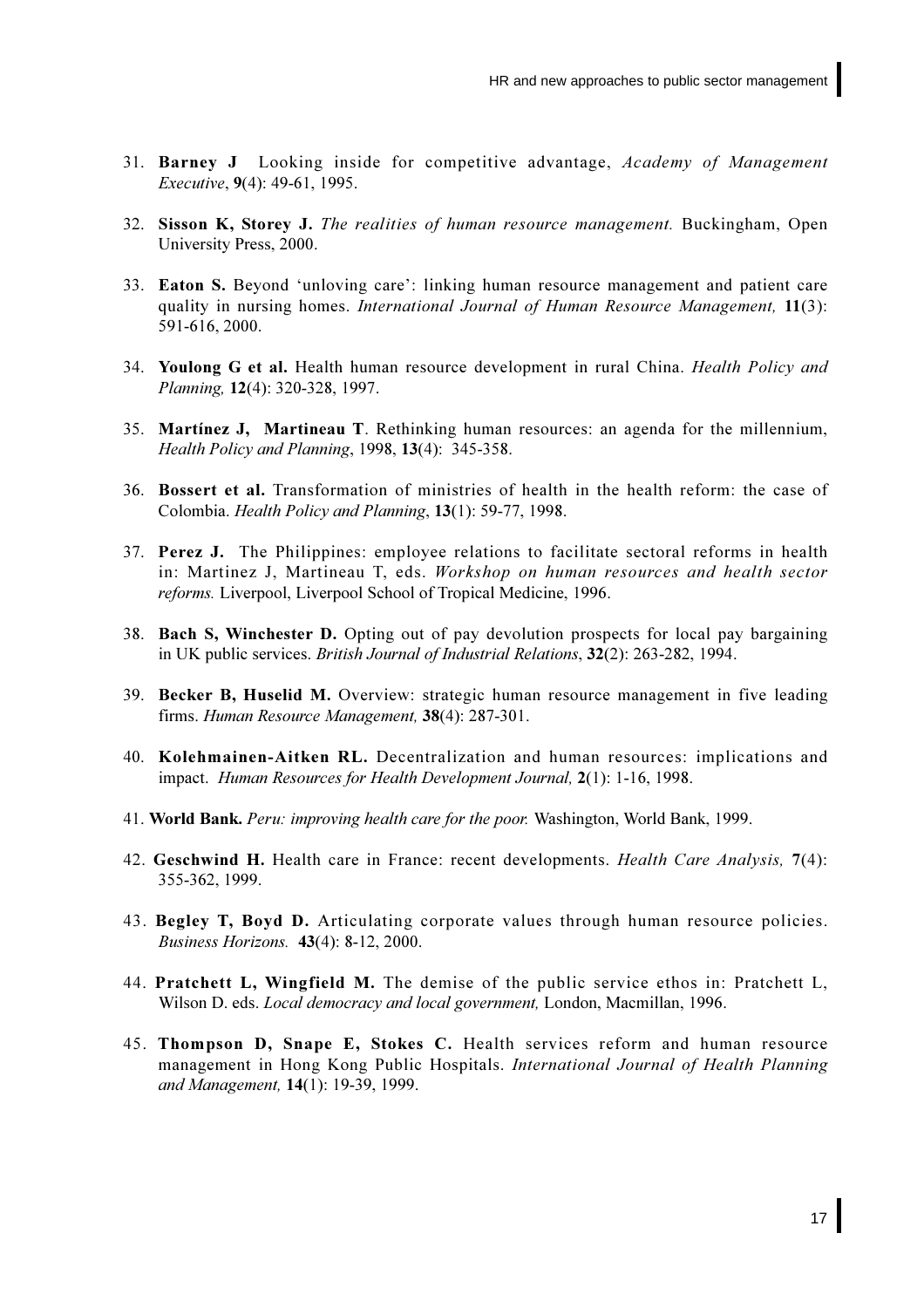31. **Barney J** Looking inside for competitive advantage, *Academy of Management Executive*, **9**(4): 49-61, 1995.

32. **Sisson K, Storey J.** *The realities of human resource management.* Buckingham, Open University Press, 2000.

33. **Eaton S.** Beyond 'unloving care': linking human resource management and patient care quality in nursing homes. *International Journal of Human Resource Management,* **11**(3): 591-616, 2000.

34. **Youlong G et al.** Health human resource development in rural China. *Health Policy and Planning,* **12**(4): 320-328, 1997.

35. **Martínez J, Martineau T**. Rethinking human resources: an agenda for the millennium, *Health Policy and Planning*, 1998, **13**(4): 345-358.

36. **Bossert et al.** Transformation of ministries of health in the health reform: the case of Colombia. *Health Policy and Planning*, **13**(1): 59-77, 1998.

37. **Perez J.** The Philippines: employee relations to facilitate sectoral reforms in health in: Martinez J, Martineau T, eds. *Workshop on human resources and health sector reforms.* Liverpool, Liverpool School of Tropical Medicine, 1996.

38. **Bach S, Winchester D.** Opting out of pay devolution prospects for local pay bargaining in UK public services. *British Journal of Industrial Relations*, **32**(2): 263-282, 1994.

39. **Becker B, Huselid M.** Overview: strategic human resource management in five leading firms. *Human Resource Management,* **38**(4): 287-301.

40. **Kolehmainen-Aitken RL.** Decentralization and human resources: implications and impact. *Human Resources for Health Development Journal,* **2**(1): 1-16, 1998.

41. **World Bank.** *Peru: improving health care for the poor.* Washington, World Bank, 1999.

42. **Geschwind H.** Health care in France: recent developments. *Health Care Analysis,* **7**(4): 355-362, 1999.

43. **Begley T, Boyd D.** Articulating corporate values through human resource policies. *Business Horizons.* **43**(4): 8-12, 2000.

44. **Pratchett L, Wingfield M.** The demise of the public service ethos in: Pratchett L, Wilson D. eds. *Local democracy and local government,* London, Macmillan, 1996.

45. **Thompson D, Snape E, Stokes C.** Health services reform and human resource management in Hong Kong Public Hospitals. *International Journal of Health Planning and Management,* **14**(1): 19-39, 1999.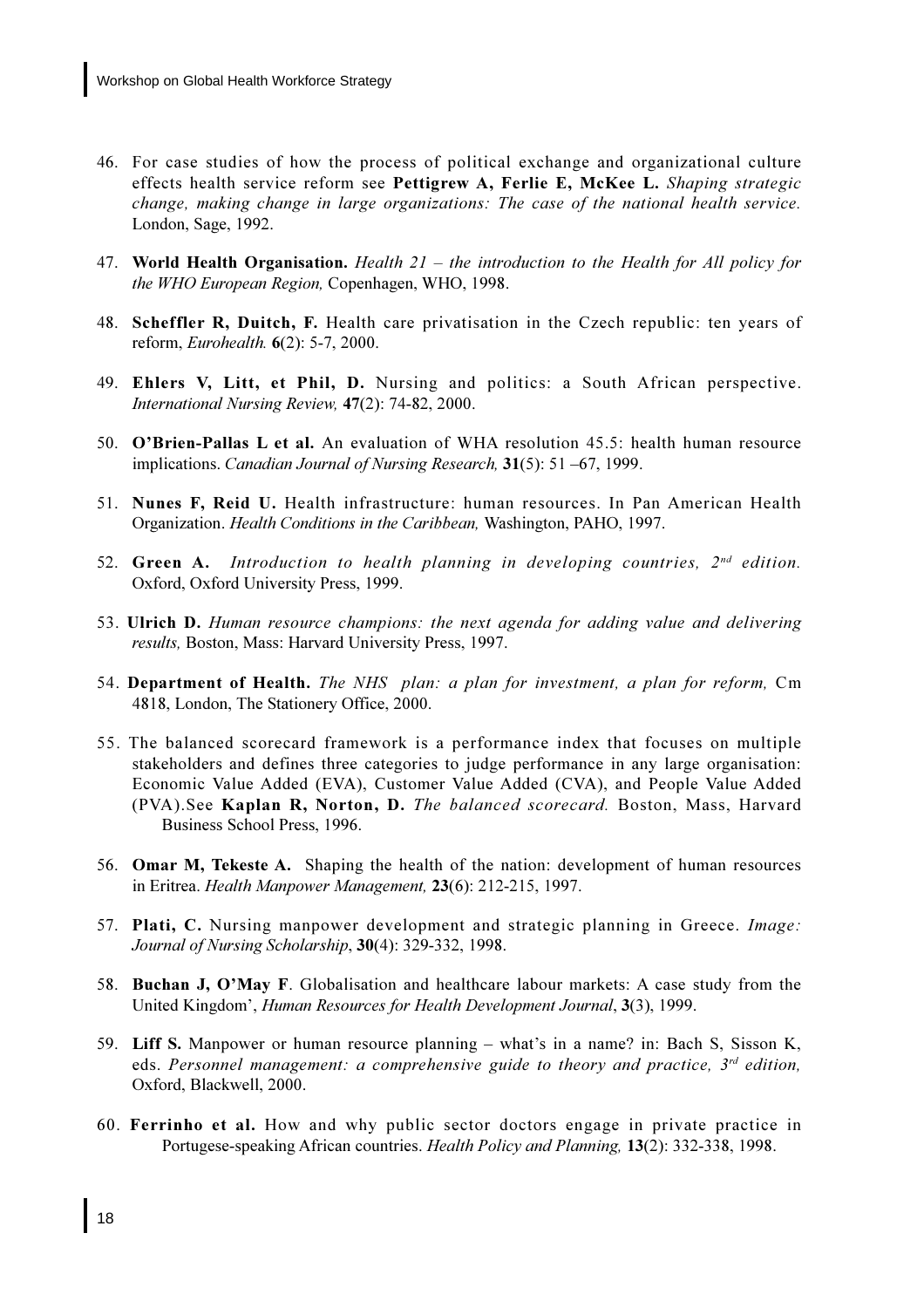46. For case studies of how the process of political exchange and organizational culture effects health service reform see **Pettigrew A, Ferlie E, McKee L.** *Shaping strategic change, making change in large organizations: The case of the national health service.* London, Sage, 1992.

47. **World Health Organisation.** *Health 21 – the introduction to the Health for All policy for the WHO European Region,* Copenhagen, WHO, 1998.

48. **Scheffler R, Duitch, F.** Health care privatisation in the Czech republic: ten years of reform, *Eurohealth.* **6**(2): 5-7, 2000.

49. **Ehlers V, Litt, et Phil, D.** Nursing and politics: a South African perspective. *International Nursing Review,* **47**(2): 74-82, 2000.

50. **O'Brien-Pallas L et al.** An evaluation of WHA resolution 45.5: health human resource implications. *Canadian Journal of Nursing Research,* **31**(5): 51 –67, 1999.

51. **Nunes F, Reid U.** Health infrastructure: human resources. In Pan American Health Organization. *Health Conditions in the Caribbean,* Washington, PAHO, 1997.

52. **Green A.** *Introduction to health planning in developing countries, 2nd edition.* Oxford, Oxford University Press, 1999.

53. **Ulrich D.** *Human resource champions: the next agenda for adding value and delivering results,* Boston, Mass: Harvard University Press, 1997.

54. **Department of Health.** *The NHS plan: a plan for investment, a plan for reform,* Cm 4818, London, The Stationery Office, 2000.

55. The balanced scorecard framework is a performance index that focuses on multiple stakeholders and defines three categories to judge performance in any large organisation: Economic Value Added (EVA), Customer Value Added (CVA), and People Value Added (PVA).See **Kaplan R, Norton, D.** *The balanced scorecard.* Boston, Mass, Harvard Business School Press, 1996.

56. **Omar M, Tekeste A.** Shaping the health of the nation: development of human resources in Eritrea. *Health Manpower Management,* **23**(6): 212-215, 1997.

57. **Plati, C.** Nursing manpower development and strategic planning in Greece. *Image: Journal of Nursing Scholarship*, **30**(4): 329-332, 1998.

58. **Buchan J, O'May F**. Globalisation and healthcare labour markets: A case study from the United Kingdom', *Human Resources for Health Development Journal*, **3**(3), 1999.

59. **Liff S.** Manpower or human resource planning – what's in a name? in: Bach S, Sisson K, eds. *Personnel management: a comprehensive guide to theory and practice, 3rd edition,* Oxford, Blackwell, 2000.

60. **Ferrinho et al.** How and why public sector doctors engage in private practice in Portugese-speaking African countries. *Health Policy and Planning,* **13**(2): 332-338, 1998.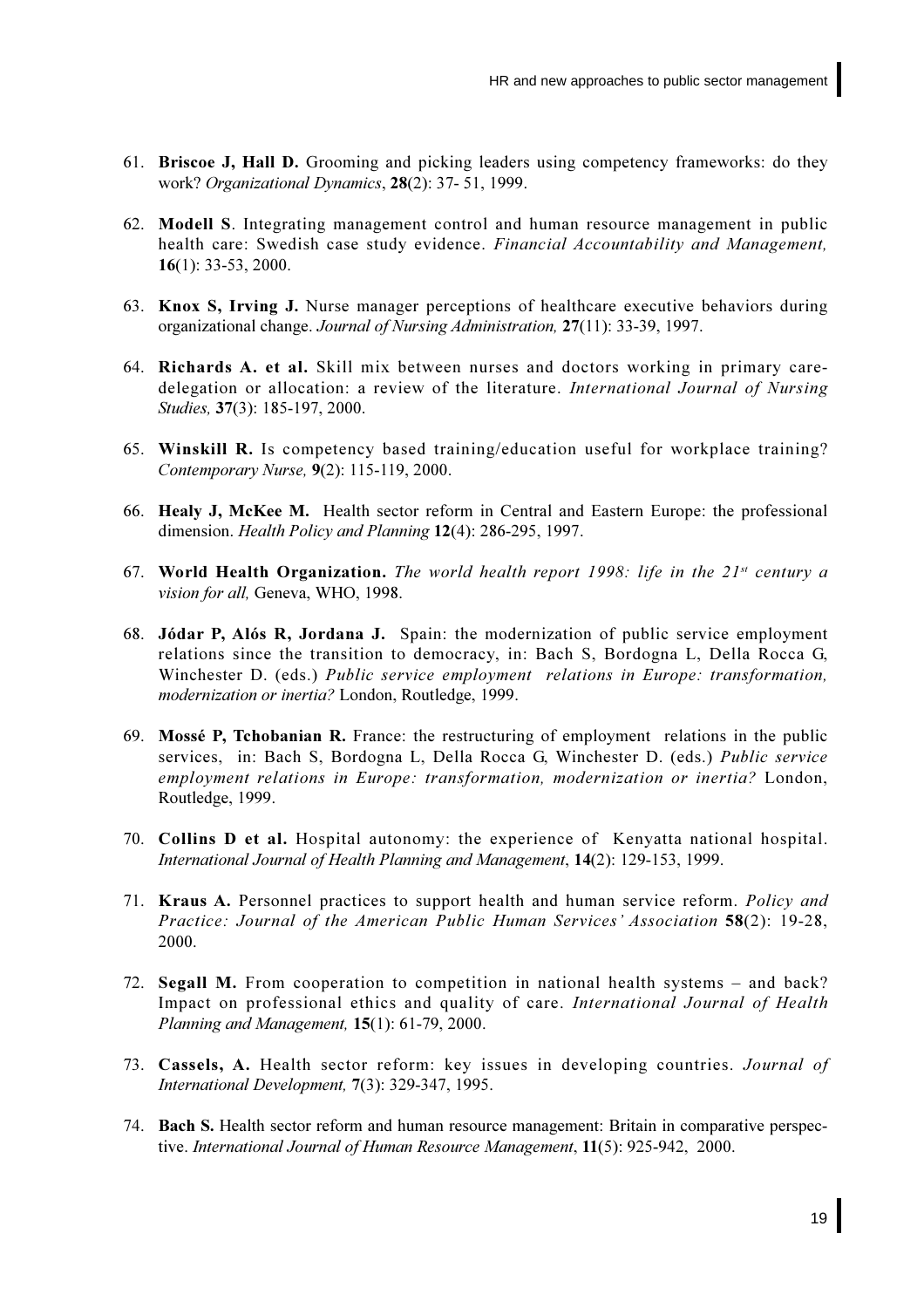61. **Briscoe J, Hall D.** Grooming and picking leaders using competency frameworks: do they work? *Organizational Dynamics*, **28**(2): 37- 51, 1999.

62. **Modell S**. Integrating management control and human resource management in public health care: Swedish case study evidence. *Financial Accountability and Management,* **16**(1): 33-53, 2000.

63. **Knox S, Irving J.** Nurse manager perceptions of healthcare executive behaviors during organizational change. *Journal of Nursing Administration,* **27**(11): 33-39, 1997.

64. **Richards A. et al.** Skill mix between nurses and doctors working in primary care-delegation or allocation: a review of the literature. *International Journal of Nursing Studies,* **37**(3): 185-197, 2000.

65. **Winskill R.** Is competency based training/education useful for workplace training? *Contemporary Nurse,* **9**(2): 115-119, 2000.

66. **Healy J, McKee M.** Health sector reform in Central and Eastern Europe: the professional dimension. *Health Policy and Planning* **12**(4): 286-295, 1997.

67. **World Health Organization.** *The world health report 1998: life in the 21st century a vision for all,* Geneva, WHO, 1998.

68. **Jódar P, Alós R, Jordana J.** Spain: the modernization of public service employment relations since the transition to democracy, in: Bach S, Bordogna L, Della Rocca G, Winchester D. (eds.) *Public service employment relations in Europe: transformation, modernization or inertia?* London, Routledge, 1999.

69. **Mossé P, Tchobanian R.** France: the restructuring of employment relations in the public services, in: Bach S, Bordogna L, Della Rocca G, Winchester D. (eds.) *Public service employment relations in Europe: transformation, modernization or inertia?* London, Routledge, 1999.

70. **Collins D et al.** Hospital autonomy: the experience of Kenyatta national hospital. *International Journal of Health Planning and Management*, **14**(2): 129-153, 1999.

71. **Kraus A.** Personnel practices to support health and human service reform. *Policy and Practice: Journal of the American Public Human Services' Association* **58**(2): 19-28, 2000.

72. **Segall M.** From cooperation to competition in national health systems – and back? Impact on professional ethics and quality of care. *International Journal of Health Planning and Management,* **15**(1): 61-79, 2000.

73. **Cassels, A.** Health sector reform: key issues in developing countries. *Journal of International Development,* **7**(3): 329-347, 1995.

74. **Bach S.** Health sector reform and human resource management: Britain in comparative perspective. *International Journal of Human Resource Management*, **11**(5): 925-942, 2000.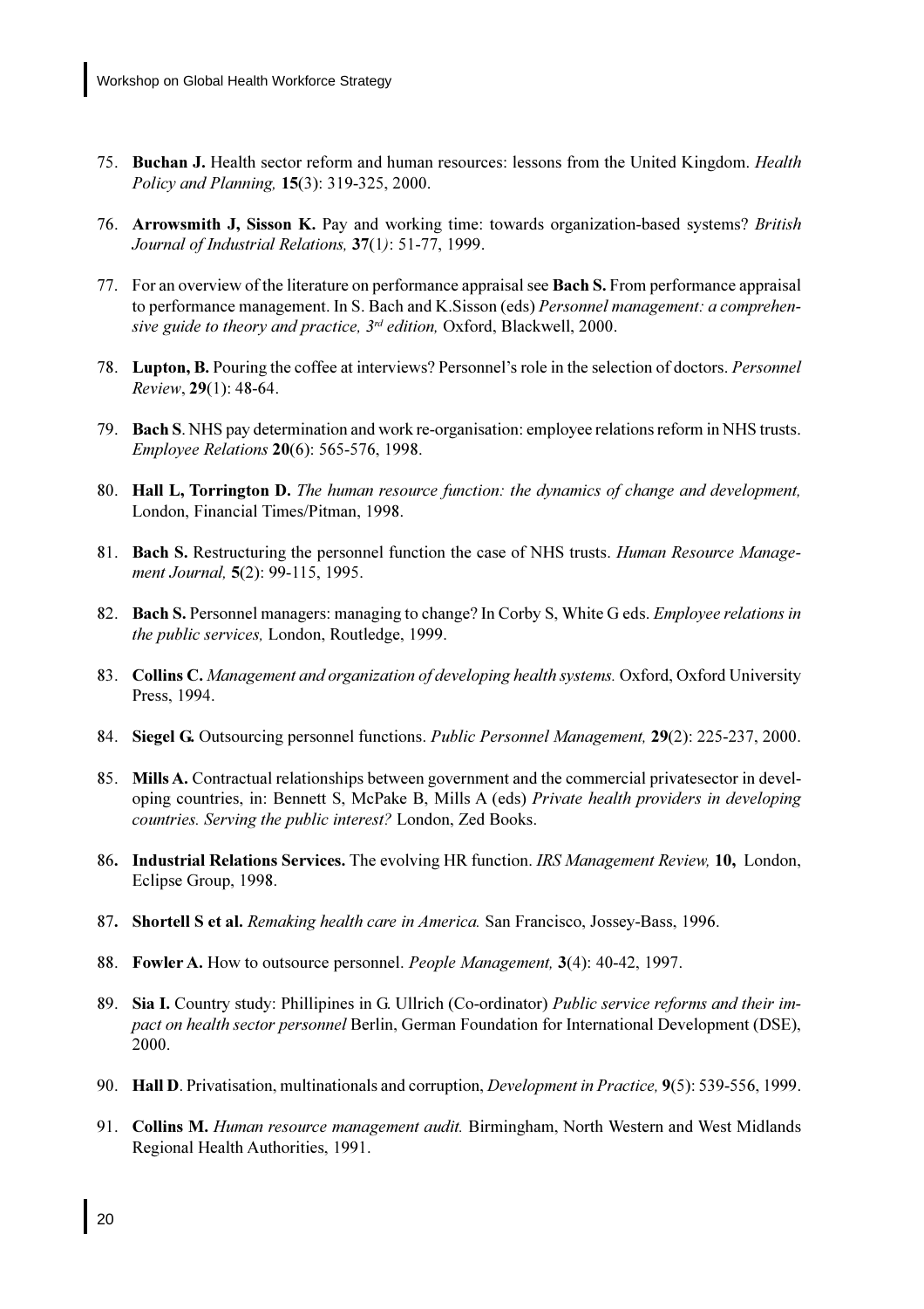75. **Buchan J.** Health sector reform and human resources: lessons from the United Kingdom. *Health Policy and Planning,* **15**(3): 319-325, 2000.

76. **Arrowsmith J, Sisson K.** Pay and working time: towards organization-based systems? *British Journal of Industrial Relations,* **37**(1): 51-77, 1999.

77. For an overview of the literature on performance appraisal see **Bach S.** From performance appraisal to performance management. In S. Bach and K.Sisson (eds) *Personnel management: a comprehensive guide to theory and practice, 3rd edition,* Oxford, Blackwell, 2000.

78. **Lupton, B.** Pouring the coffee at interviews? Personnel's role in the selection of doctors. *Personnel Review*, **29**(1): 48-64.

79. **Bach S**. NHS pay determination and work re-organisation: employee relations reform in NHS trusts. *Employee Relations* **20**(6): 565-576, 1998.

80. **Hall L, Torrington D.** *The human resource function: the dynamics of change and development,* London, Financial Times/Pitman, 1998.

81. **Bach S.** Restructuring the personnel function the case of NHS trusts. *Human Resource Management Journal,* **5**(2): 99-115, 1995.

82. **Bach S.** Personnel managers: managing to change? In Corby S, White G eds. *Employee relations in the public services,* London, Routledge, 1999.

83. **Collins C.** *Management and organization of developing health systems.* Oxford, Oxford University Press, 1994.

84. **Siegel G.** Outsourcing personnel functions. *Public Personnel Management,* **29**(2): 225-237, 2000.

85. **Mills A.** Contractual relationships between government and the commercial privatesector in developing countries, in: Bennett S, McPake B, Mills A (eds) *Private health providers in developing countries. Serving the public interest?* London, Zed Books.

86. **Industrial Relations Services.** The evolving HR function. *IRS Management Review,* **10,** London, Eclipse Group, 1998.

87. **Shortell S et al.** *Remaking health care in America.* San Francisco, Jossey-Bass, 1996.

88. **Fowler A.** How to outsource personnel. *People Management,* **3**(4): 40-42, 1997.

89. **Sia I.** Country study: Phillipines in G. Ullrich (Co-ordinator) *Public service reforms and their impact on health sector personnel* Berlin, German Foundation for International Development (DSE), 2000.

90. **Hall D**. Privatisation, multinationals and corruption, *Development in Practice,* **9**(5): 539-556, 1999.

91. **Collins M.** *Human resource management audit.* Birmingham, North Western and West Midlands Regional Health Authorities, 1991.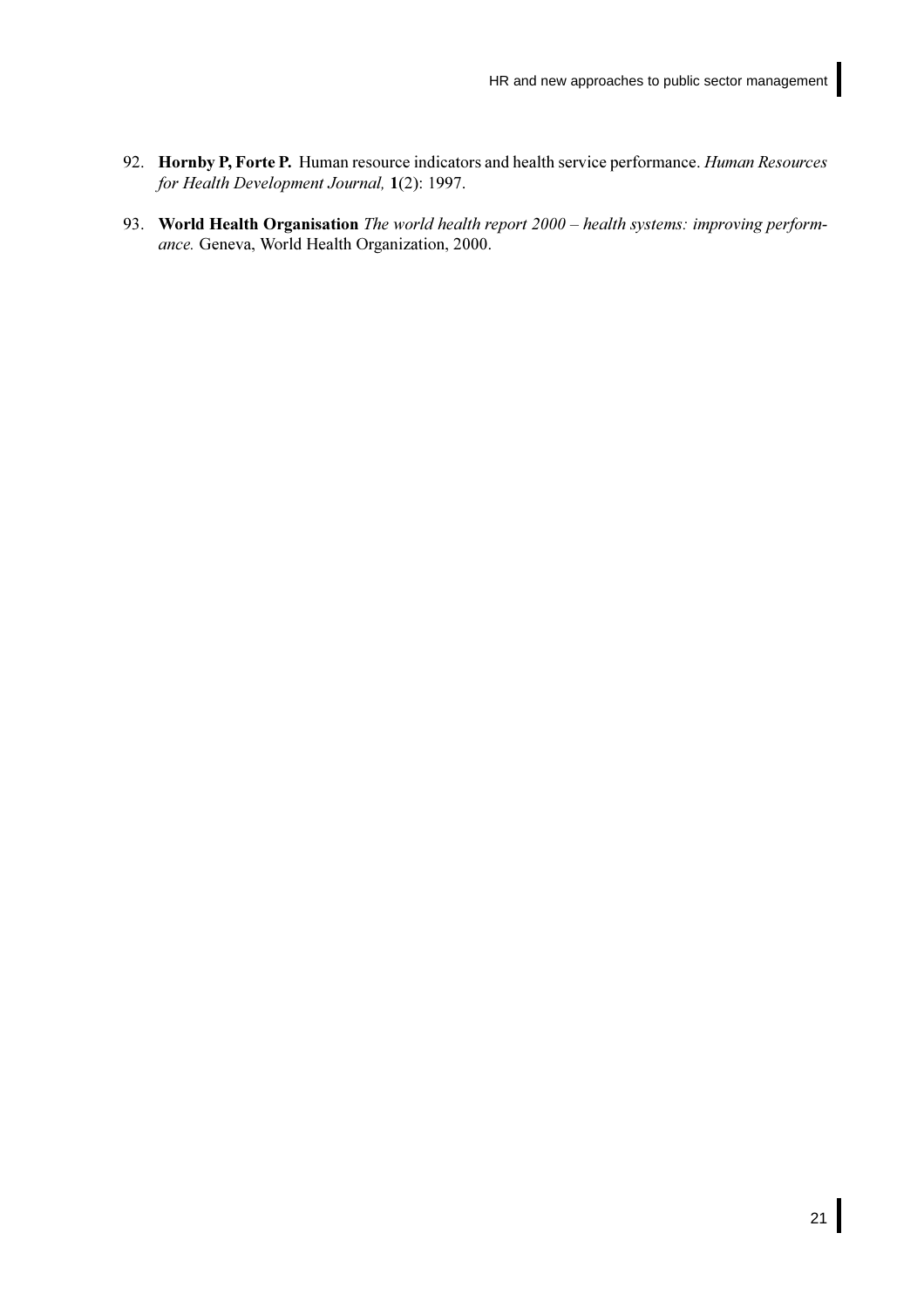92. **Hornby P, Forte P.** Human resource indicators and health service performance. *Human Resources for Health Development Journal,* **1**(2): 1997.

93. **World Health Organisation** *The world health report 2000 – health systems: improving performance.* Geneva, World Health Organization, 2000.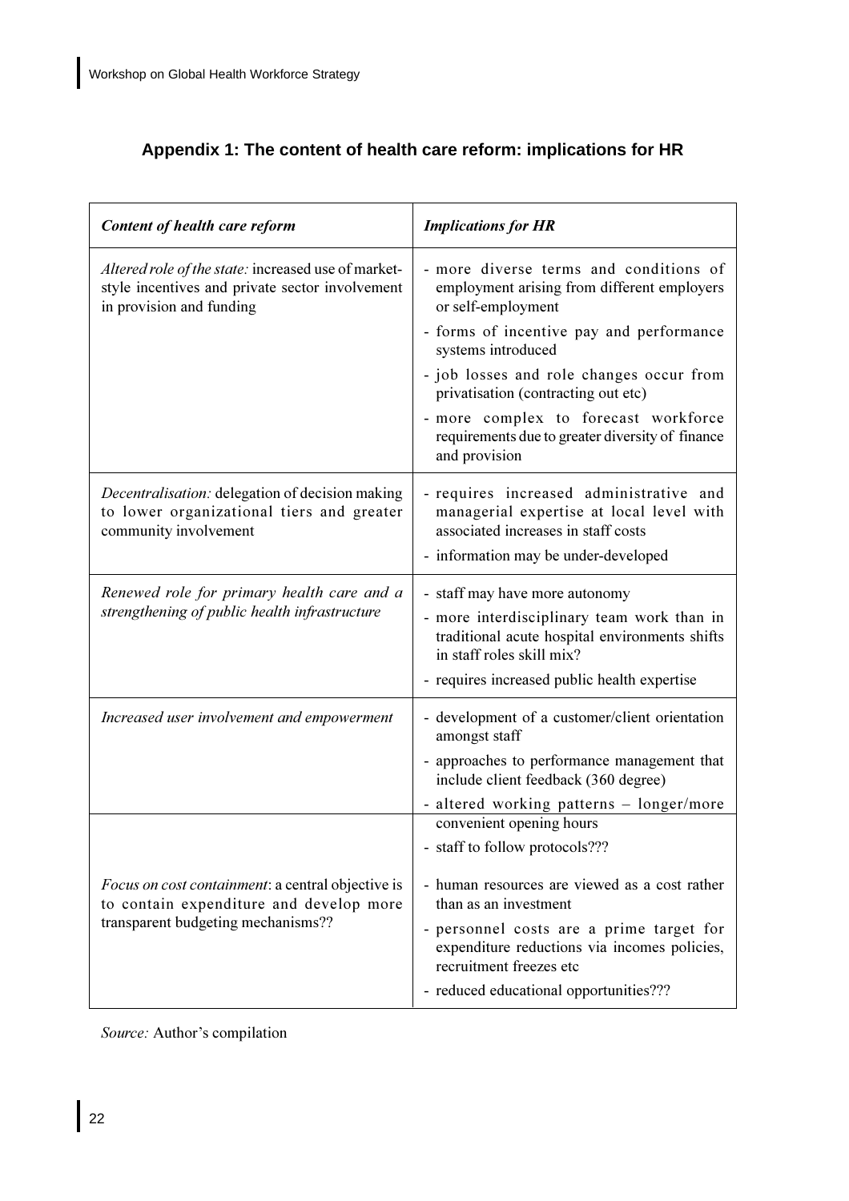## Appendix 1: The content of health care reform: implications for HR

| *Content of health care reform* | *Implications for HR* |
|---|---|
| *Altered role of the state:* increased use of market-style incentives and private sector involvement in provision and funding | - more diverse terms and conditions of employment arising from different employers or self-employment<br>- forms of incentive pay and performance systems introduced<br>- job losses and role changes occur from privatisation (contracting out etc)<br>- more complex to forecast workforce requirements due to greater diversity of finance and provision |
| *Decentralisation:* delegation of decision making to lower organizational tiers and greater community involvement | - requires increased administrative and managerial expertise at local level with associated increases in staff costs<br>- information may be under-developed |
| *Renewed role for primary health care and a strengthening of public health infrastructure* | - staff may have more autonomy<br>- more interdisciplinary team work than in traditional acute hospital environments shifts in staff roles skill mix?<br>- requires increased public health expertise |
| *Increased user involvement and empowerment* | - development of a customer/client orientation amongst staff<br>- approaches to performance management that include client feedback (360 degree)<br>- altered working patterns – longer/more convenient opening hours<br>- staff to follow protocols??? |
| *Focus on cost containment*: a central objective is to contain expenditure and develop more transparent budgeting mechanisms?? | - human resources are viewed as a cost rather than as an investment<br>- personnel costs are a prime target for expenditure reductions via incomes policies, recruitment freezes etc<br>- reduced educational opportunities??? |

*Source:* Author's compilation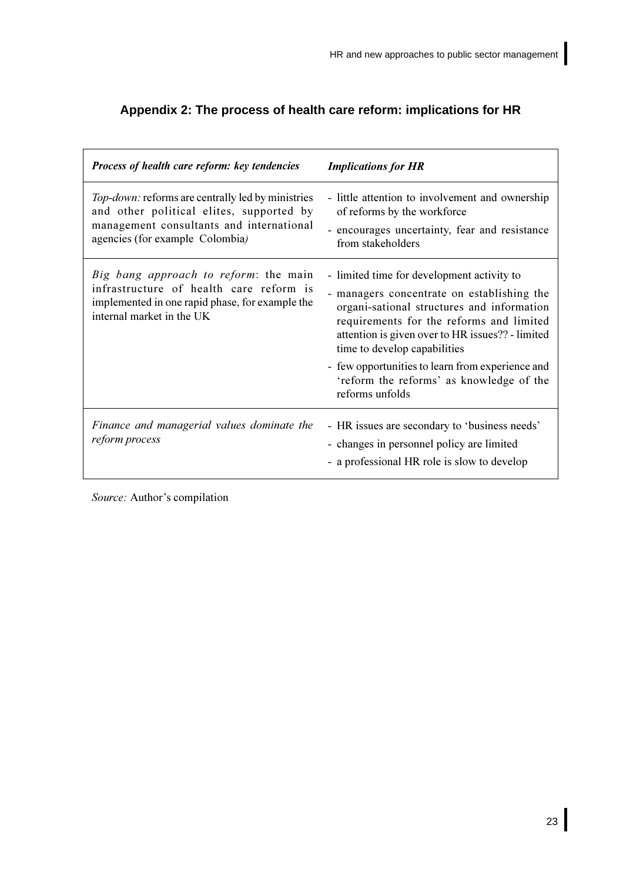## Appendix 2: The process of health care reform: implications for HR

| *Process of health care reform: key tendencies* | *Implications for HR* |
|---|---|
| *Top-down:* reforms are centrally led by ministries and other political elites, supported by management consultants and international agencies (for example Colombia*)* | - little attention to involvement and ownership of reforms by the workforce<br>- encourages uncertainty, fear and resistance from stakeholders |
| *Big bang approach to reform*: the main infrastructure of health care reform is implemented in one rapid phase, for example the internal market in the UK | - limited time for development activity to<br>- managers concentrate on establishing the organi-sational structures and information requirements for the reforms and limited attention is given over to HR issues?? - limited time to develop capabilities<br>- few opportunities to learn from experience and 'reform the reforms' as knowledge of the reforms unfolds |
| *Finance and managerial values dominate the reform process* | - HR issues are secondary to 'business needs'<br>- changes in personnel policy are limited<br>- a professional HR role is slow to develop |

*Source:* Author's compilation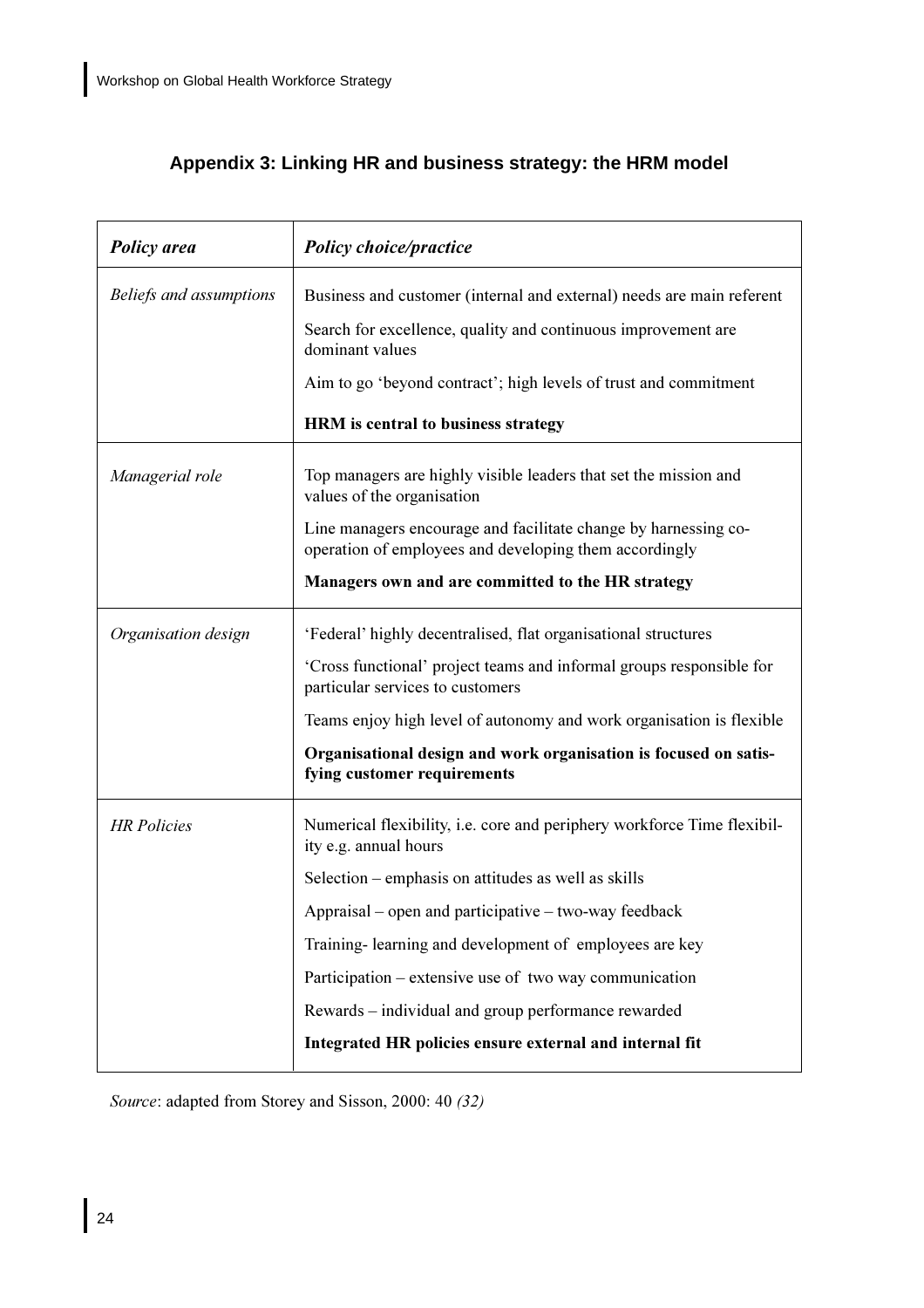## Appendix 3: Linking HR and business strategy: the HRM model

| ***Policy area*** | ***Policy choice/practice*** |
|---|---|
| *Beliefs and assumptions* | Business and customer (internal and external) needs are main referent<br><br>Search for excellence, quality and continuous improvement are dominant values<br><br>Aim to go 'beyond contract'; high levels of trust and commitment<br><br>**HRM is central to business strategy** |
| *Managerial role* | Top managers are highly visible leaders that set the mission and values of the organisation<br><br>Line managers encourage and facilitate change by harnessing co-operation of employees and developing them accordingly<br><br>**Managers own and are committed to the HR strategy** |
| *Organisation design* | 'Federal' highly decentralised, flat organisational structures<br><br>'Cross functional' project teams and informal groups responsible for particular services to customers<br><br>Teams enjoy high level of autonomy and work organisation is flexible<br><br>**Organisational design and work organisation is focused on satisfying customer requirements** |
| *HR Policies* | Numerical flexibility, i.e. core and periphery workforce Time flexibility e.g. annual hours<br><br>Selection – emphasis on attitudes as well as skills<br><br>Appraisal – open and participative – two-way feedback<br><br>Training- learning and development of employees are key<br><br>Participation – extensive use of two way communication<br><br>Rewards – individual and group performance rewarded<br><br>**Integrated HR policies ensure external and internal fit** |

*Source*: adapted from Storey and Sisson, 2000: 40 *(32)*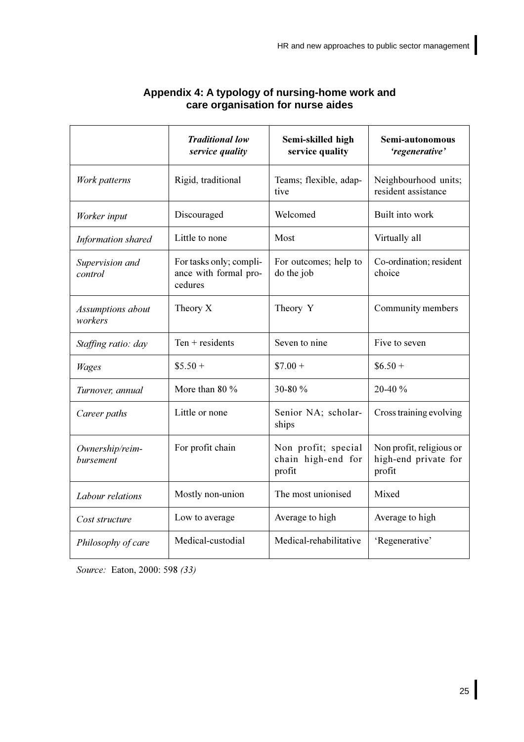## Appendix 4: A typology of nursing-home work and care organisation for nurse aides

| | *Traditional low service quality* | Semi-skilled high service quality | Semi-autonomous *'regenerative'* |
|---|---|---|---|
| *Work patterns* | Rigid, traditional | Teams; flexible, adaptive | Neighbourhood units; resident assistance |
| *Worker input* | Discouraged | Welcomed | Built into work |
| *Information shared* | Little to none | Most | Virtually all |
| *Supervision and control* | For tasks only; compliance with formal procedures | For outcomes; help to do the job | Co-ordination; resident choice |
| *Assumptions about workers* | Theory X | Theory Y | Community members |
| *Staffing ratio: day* | Ten + residents | Seven to nine | Five to seven |
| *Wages* | $5.50 + | $7.00 + | $6.50 + |
| *Turnover, annual* | More than 80 % | 30-80 % | 20-40 % |
| *Career paths* | Little or none | Senior NA; scholarships | Cross training evolving |
| *Ownership/reimbursement* | For profit chain | Non profit; special chain high-end for profit | Non profit, religious or high-end private for profit |
| *Labour relations* | Mostly non-union | The most unionised | Mixed |
| *Cost structure* | Low to average | Average to high | Average to high |
| *Philosophy of care* | Medical-custodial | Medical-rehabilitative | 'Regenerative' |

*Source:* Eaton, 2000: 598 *(33)*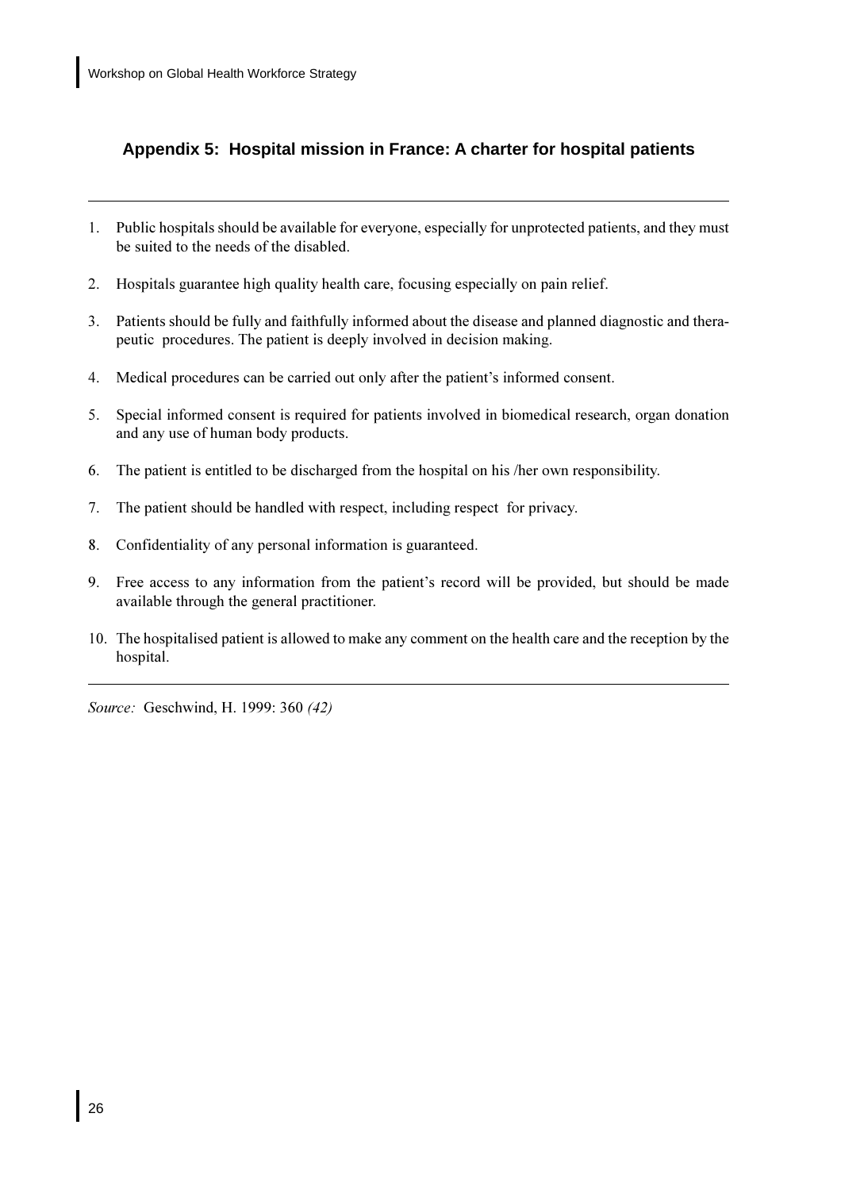## Appendix 5: Hospital mission in France: A charter for hospital patients

---

1. Public hospitals should be available for everyone, especially for unprotected patients, and they must be suited to the needs of the disabled.
2. Hospitals guarantee high quality health care, focusing especially on pain relief.
3. Patients should be fully and faithfully informed about the disease and planned diagnostic and therapeutic procedures. The patient is deeply involved in decision making.
4. Medical procedures can be carried out only after the patient's informed consent.
5. Special informed consent is required for patients involved in biomedical research, organ donation and any use of human body products.
6. The patient is entitled to be discharged from the hospital on his /her own responsibility.
7. The patient should be handled with respect, including respect for privacy.
8. Confidentiality of any personal information is guaranteed.
9. Free access to any information from the patient's record will be provided, but should be made available through the general practitioner.
10. The hospitalised patient is allowed to make any comment on the health care and the reception by the hospital.

---

*Source:* Geschwind, H. 1999: 360 *(42)*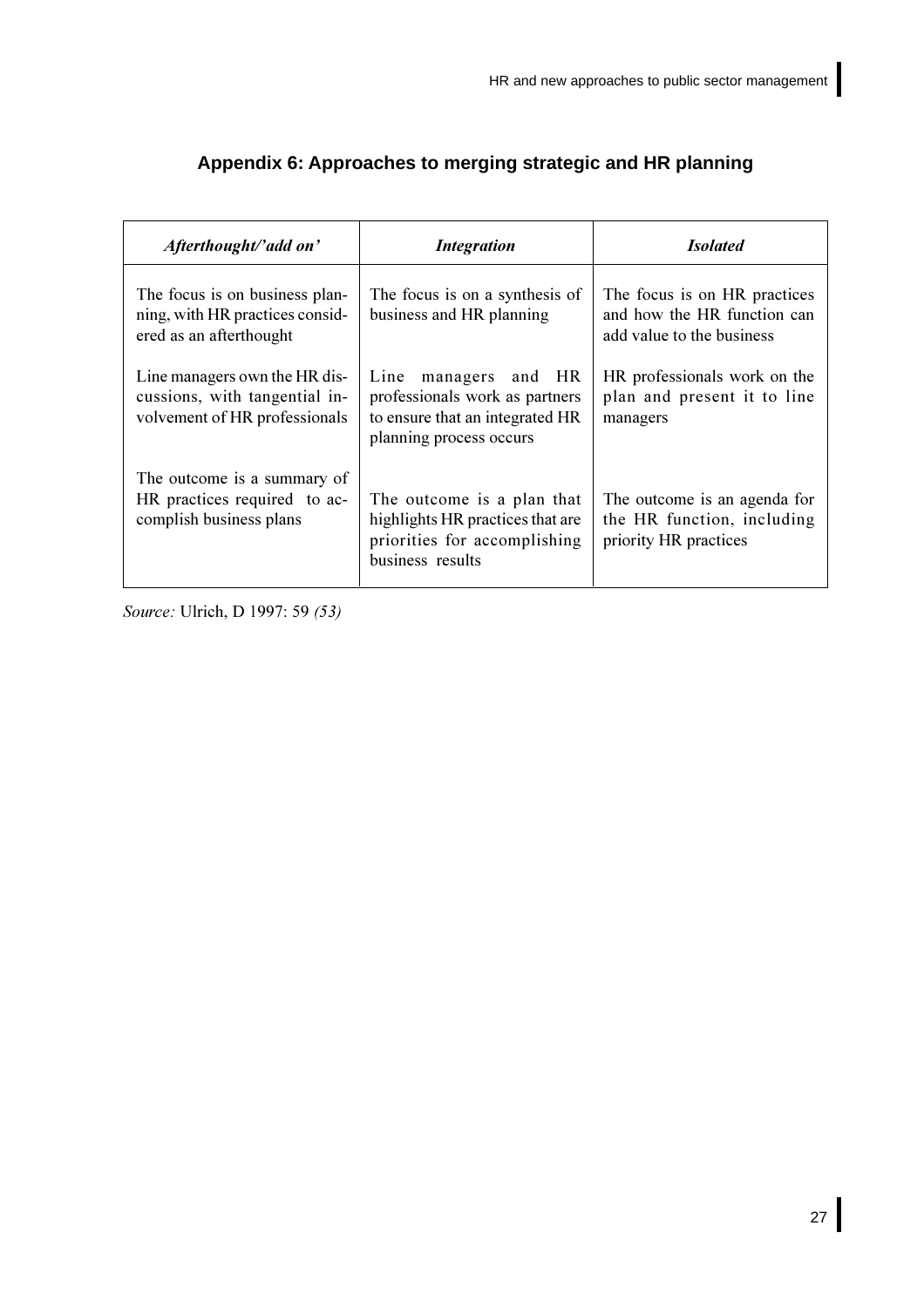## Appendix 6: Approaches to merging strategic and HR planning

| *Afterthought/'add on'* | *Integration* | *Isolated* |
|---|---|---|
| The focus is on business planning, with HR practices considered as an afterthought | The focus is on a synthesis of business and HR planning | The focus is on HR practices and how the HR function can add value to the business |
| Line managers own the HR discussions, with tangential involvement of HR professionals | Line managers and HR professionals work as partners to ensure that an integrated HR planning process occurs | HR professionals work on the plan and present it to line managers |
| The outcome is a summary of HR practices required to accomplish business plans | The outcome is a plan that highlights HR practices that are priorities for accomplishing business results | The outcome is an agenda for the HR function, including priority HR practices |

*Source:* Ulrich, D 1997: 59 *(53)*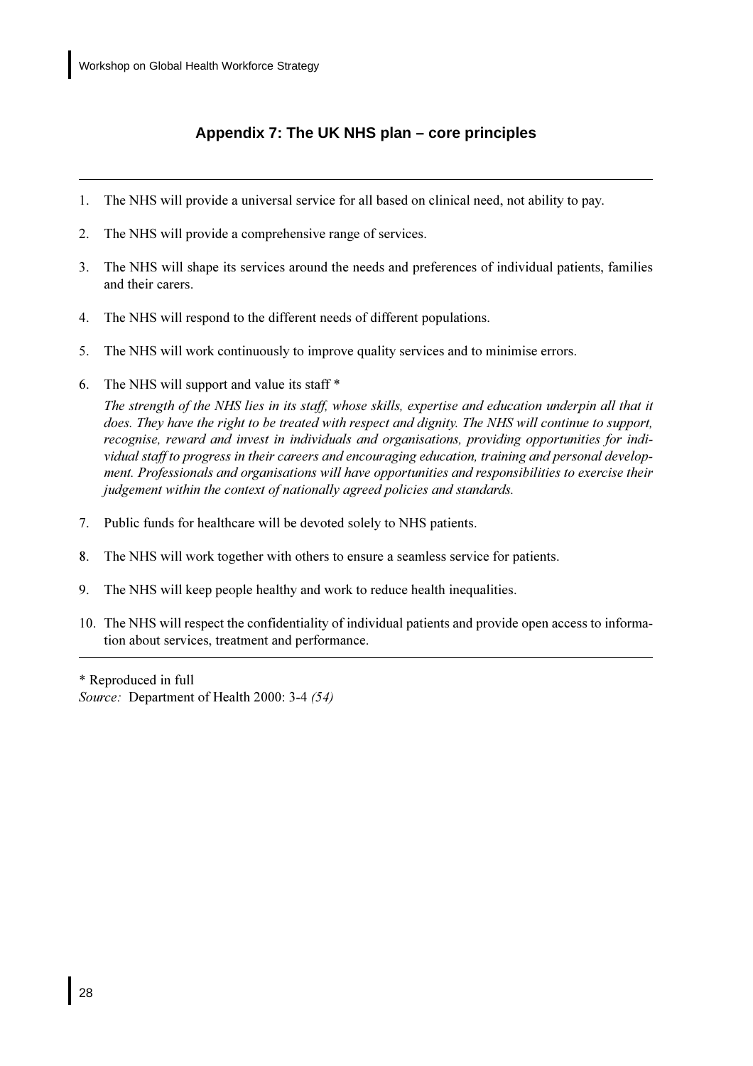## Appendix 7: The UK NHS plan – core principles

---

1. The NHS will provide a universal service for all based on clinical need, not ability to pay.

2. The NHS will provide a comprehensive range of services.

3. The NHS will shape its services around the needs and preferences of individual patients, families and their carers.

4. The NHS will respond to the different needs of different populations.

5. The NHS will work continuously to improve quality services and to minimise errors.

6. The NHS will support and value its staff *

   *The strength of the NHS lies in its staff, whose skills, expertise and education underpin all that it does. They have the right to be treated with respect and dignity. The NHS will continue to support, recognise, reward and invest in individuals and organisations, providing opportunities for individual staff to progress in their careers and encouraging education, training and personal development. Professionals and organisations will have opportunities and responsibilities to exercise their judgement within the context of nationally agreed policies and standards.*

7. Public funds for healthcare will be devoted solely to NHS patients.

8. The NHS will work together with others to ensure a seamless service for patients.

9. The NHS will keep people healthy and work to reduce health inequalities.

10. The NHS will respect the confidentiality of individual patients and provide open access to information about services, treatment and performance.

---

\* Reproduced in full

*Source:* Department of Health 2000: 3-4 *(54)*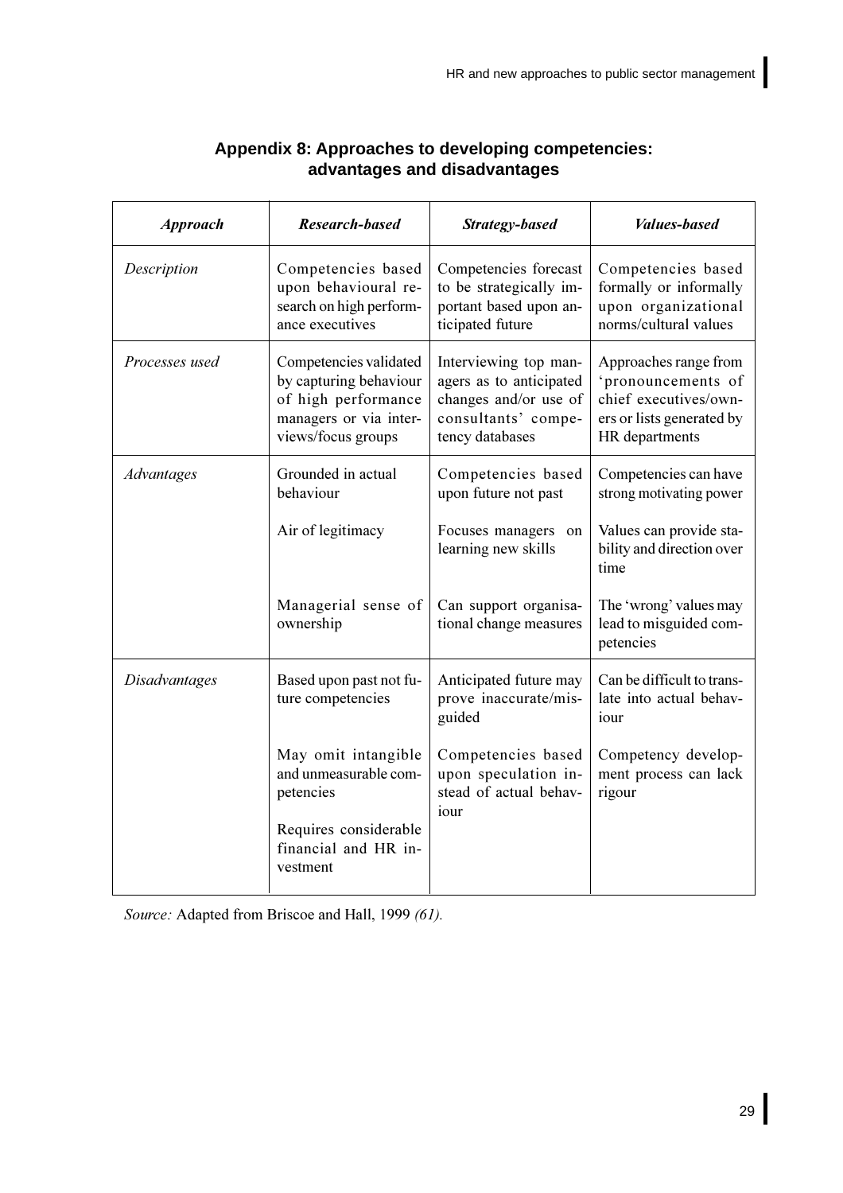## Appendix 8: Approaches to developing competencies: advantages and disadvantages

| *Approach* | *Research-based* | *Strategy-based* | *Values-based* |
|---|---|---|---|
| *Description* | Competencies based upon behavioural research on high performance executives | Competencies forecast to be strategically important based upon anticipated future | Competencies based formally or informally upon organizational norms/cultural values |
| *Processes used* | Competencies validated by capturing behaviour of high performance managers or via interviews/focus groups | Interviewing top managers as to anticipated changes and/or use of consultants' competency databases | Approaches range from 'pronouncements of chief executives/owners or lists generated by HR departments |
| *Advantages* | Grounded in actual behaviour | Competencies based upon future not past | Competencies can have strong motivating power |
| | Air of legitimacy | Focuses managers on learning new skills | Values can provide stability and direction over time |
| | Managerial sense of ownership | Can support organisational change measures | The 'wrong' values may lead to misguided competencies |
| *Disadvantages* | Based upon past not future competencies | Anticipated future may prove inaccurate/misguided | Can be difficult to translate into actual behaviour |
| | May omit intangible and unmeasurable competencies | Competencies based upon speculation instead of actual behaviour | Competency development process can lack rigour |
| | Requires considerable financial and HR investment | | |

*Source:* Adapted from Briscoe and Hall, 1999 *(61).*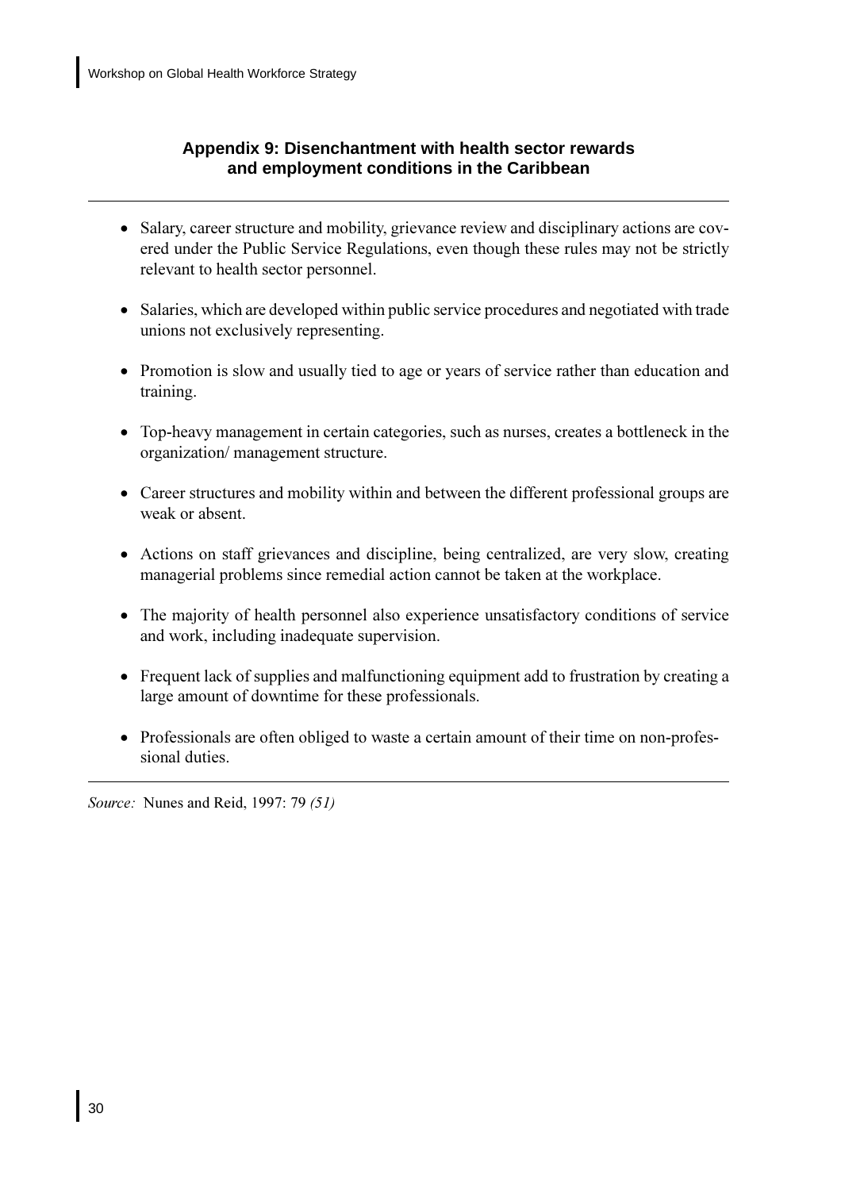## Appendix 9: Disenchantment with health sector rewards and employment conditions in the Caribbean

---

- Salary, career structure and mobility, grievance review and disciplinary actions are covered under the Public Service Regulations, even though these rules may not be strictly relevant to health sector personnel.
- Salaries, which are developed within public service procedures and negotiated with trade unions not exclusively representing.
- Promotion is slow and usually tied to age or years of service rather than education and training.
- Top-heavy management in certain categories, such as nurses, creates a bottleneck in the organization/ management structure.
- Career structures and mobility within and between the different professional groups are weak or absent.
- Actions on staff grievances and discipline, being centralized, are very slow, creating managerial problems since remedial action cannot be taken at the workplace.
- The majority of health personnel also experience unsatisfactory conditions of service and work, including inadequate supervision.
- Frequent lack of supplies and malfunctioning equipment add to frustration by creating a large amount of downtime for these professionals.
- Professionals are often obliged to waste a certain amount of their time on non-professional duties.

---

*Source:* Nunes and Reid, 1997: 79 *(51)*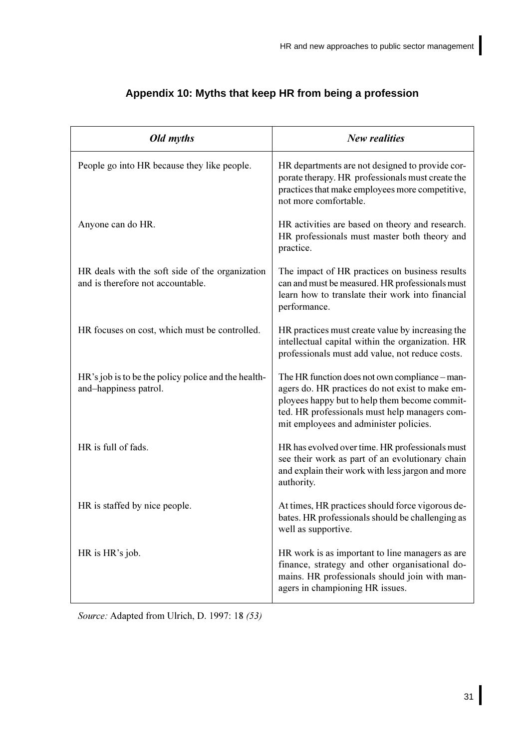## Appendix 10: Myths that keep HR from being a profession

| *Old myths* | *New realities* |
|---|---|
| People go into HR because they like people. | HR departments are not designed to provide corporate therapy. HR professionals must create the practices that make employees more competitive, not more comfortable. |
| Anyone can do HR. | HR activities are based on theory and research. HR professionals must master both theory and practice. |
| HR deals with the soft side of the organization and is therefore not accountable. | The impact of HR practices on business results can and must be measured. HR professionals must learn how to translate their work into financial performance. |
| HR focuses on cost, which must be controlled. | HR practices must create value by increasing the intellectual capital within the organization. HR professionals must add value, not reduce costs. |
| HR's job is to be the policy police and the health-and–happiness patrol. | The HR function does not own compliance – managers do. HR practices do not exist to make employees happy but to help them become committed. HR professionals must help managers commit employees and administer policies. |
| HR is full of fads. | HR has evolved over time. HR professionals must see their work as part of an evolutionary chain and explain their work with less jargon and more authority. |
| HR is staffed by nice people. | At times, HR practices should force vigorous debates. HR professionals should be challenging as well as supportive. |
| HR is HR's job. | HR work is as important to line managers as are finance, strategy and other organisational domains. HR professionals should join with managers in championing HR issues. |

*Source:* Adapted from Ulrich, D. 1997: 18 *(53)*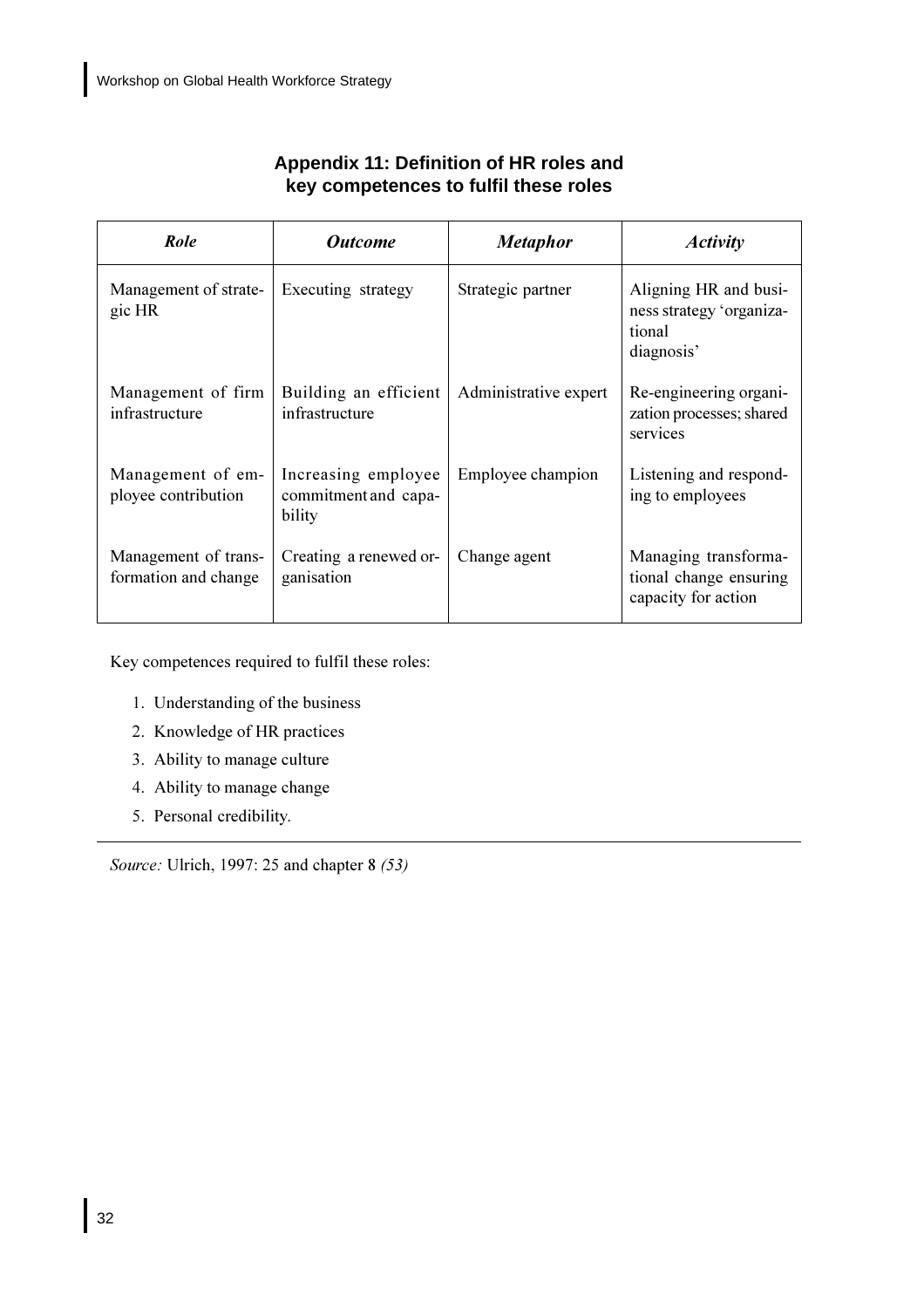## Appendix 11: Definition of HR roles and key competences to fulfil these roles

| *Role* | *Outcome* | *Metaphor* | *Activity* |
|---|---|---|---|
| Management of strategic HR | Executing strategy | Strategic partner | Aligning HR and business strategy 'organizational diagnosis' |
| Management of firm infrastructure | Building an efficient infrastructure | Administrative expert | Re-engineering organization processes; shared services |
| Management of employee contribution | Increasing employee commitment and capability | Employee champion | Listening and responding to employees |
| Management of transformation and change | Creating a renewed organisation | Change agent | Managing transformational change ensuring capacity for action |

Key competences required to fulfil these roles:

1. Understanding of the business
2. Knowledge of HR practices
3. Ability to manage culture
4. Ability to manage change
5. Personal credibility.

*Source:* Ulrich, 1997: 25 and chapter 8 *(53)*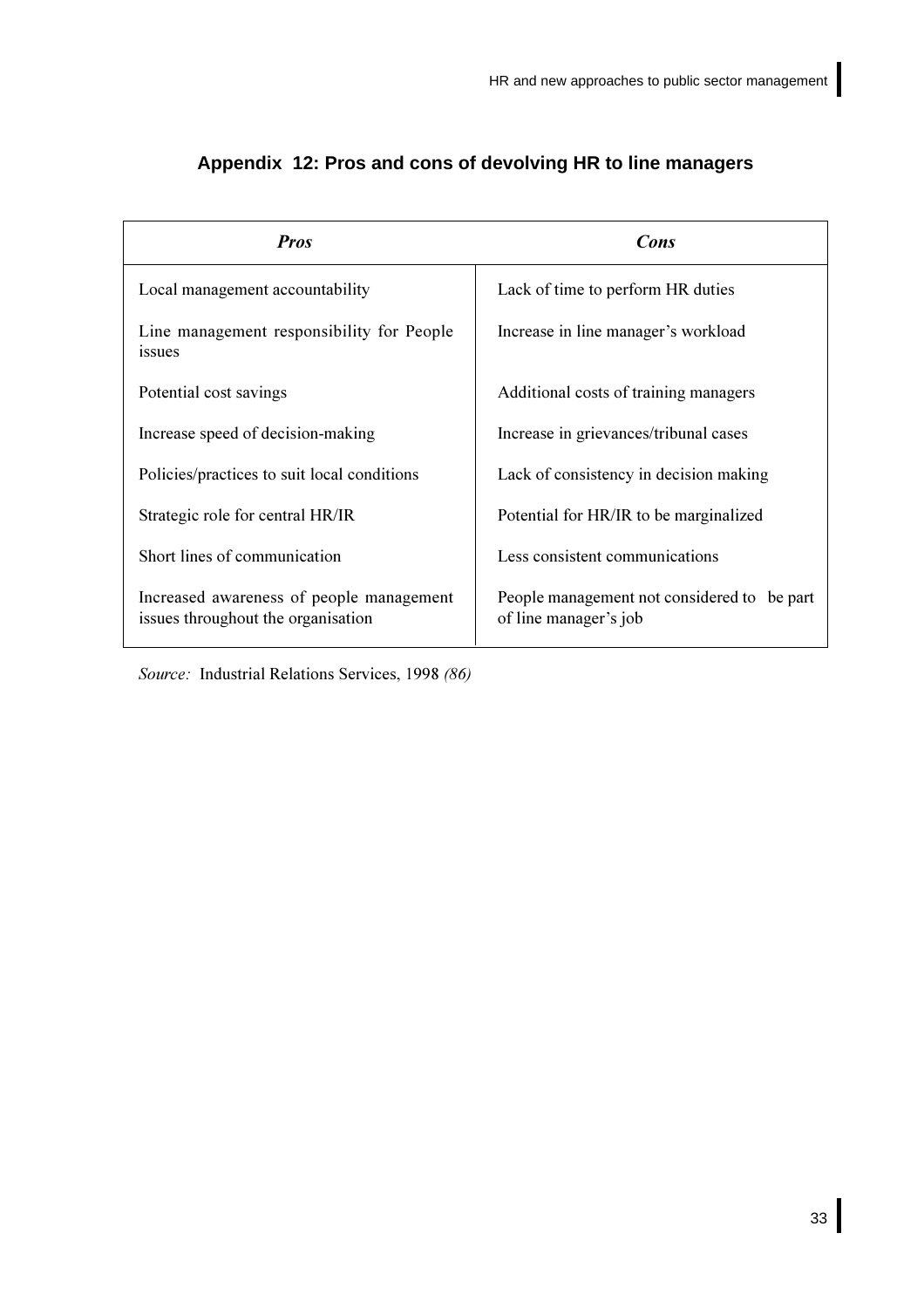## Appendix 12: Pros and cons of devolving HR to line managers

| *Pros* | *Cons* |
|---|---|
| Local management accountability | Lack of time to perform HR duties |
| Line management responsibility for People issues | Increase in line manager's workload |
| Potential cost savings | Additional costs of training managers |
| Increase speed of decision-making | Increase in grievances/tribunal cases |
| Policies/practices to suit local conditions | Lack of consistency in decision making |
| Strategic role for central HR/IR | Potential for HR/IR to be marginalized |
| Short lines of communication | Less consistent communications |
| Increased awareness of people management issues throughout the organisation | People management not considered to be part of line manager's job |

*Source:* Industrial Relations Services, 1998 *(86)*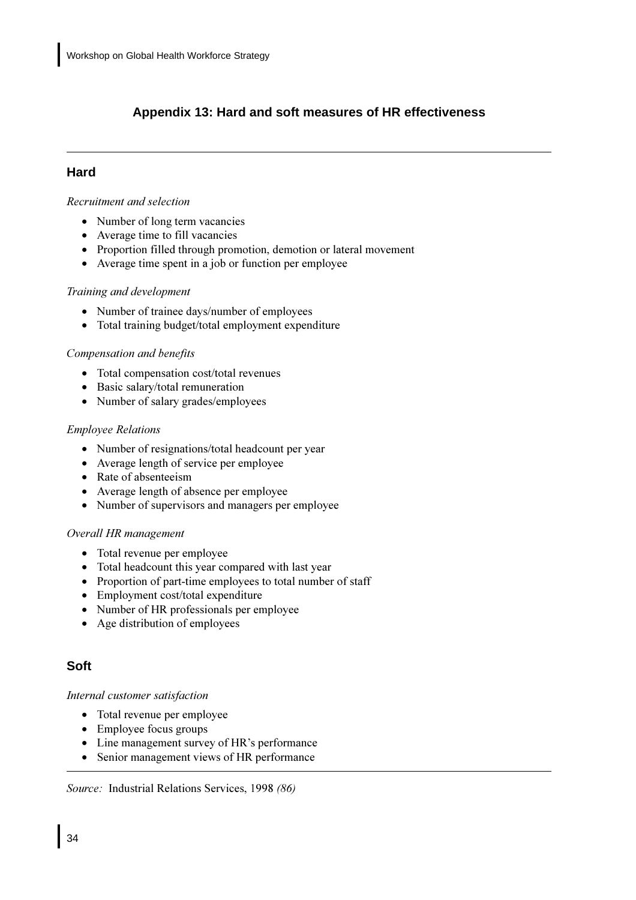## Appendix 13: Hard and soft measures of HR effectiveness

---

### Hard

*Recruitment and selection*

- Number of long term vacancies
- Average time to fill vacancies
- Proportion filled through promotion, demotion or lateral movement
- Average time spent in a job or function per employee

*Training and development*

- Number of trainee days/number of employees
- Total training budget/total employment expenditure

*Compensation and benefits*

- Total compensation cost/total revenues
- Basic salary/total remuneration
- Number of salary grades/employees

*Employee Relations*

- Number of resignations/total headcount per year
- Average length of service per employee
- Rate of absenteeism
- Average length of absence per employee
- Number of supervisors and managers per employee

*Overall HR management*

- Total revenue per employee
- Total headcount this year compared with last year
- Proportion of part-time employees to total number of staff
- Employment cost/total expenditure
- Number of HR professionals per employee
- Age distribution of employees

### Soft

*Internal customer satisfaction*

- Total revenue per employee
- Employee focus groups
- Line management survey of HR's performance
- Senior management views of HR performance

---

*Source:* Industrial Relations Services, 1998 *(86)*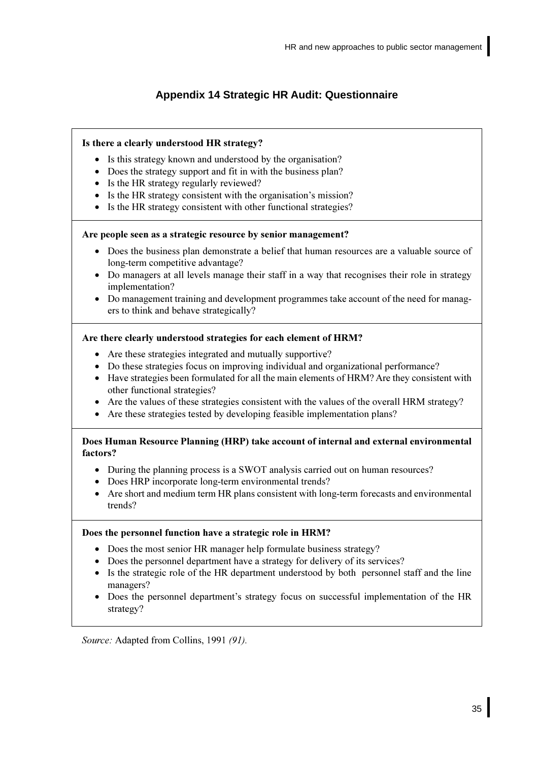## Appendix 14 Strategic HR Audit: Questionnaire

**Is there a clearly understood HR strategy?**

- Is this strategy known and understood by the organisation?
- Does the strategy support and fit in with the business plan?
- Is the HR strategy regularly reviewed?
- Is the HR strategy consistent with the organisation's mission?
- Is the HR strategy consistent with other functional strategies?

**Are people seen as a strategic resource by senior management?**

- Does the business plan demonstrate a belief that human resources are a valuable source of long-term competitive advantage?
- Do managers at all levels manage their staff in a way that recognises their role in strategy implementation?
- Do management training and development programmes take account of the need for managers to think and behave strategically?

**Are there clearly understood strategies for each element of HRM?**

- Are these strategies integrated and mutually supportive?
- Do these strategies focus on improving individual and organizational performance?
- Have strategies been formulated for all the main elements of HRM? Are they consistent with other functional strategies?
- Are the values of these strategies consistent with the values of the overall HRM strategy?
- Are these strategies tested by developing feasible implementation plans?

**Does Human Resource Planning (HRP) take account of internal and external environmental factors?**

- During the planning process is a SWOT analysis carried out on human resources?
- Does HRP incorporate long-term environmental trends?
- Are short and medium term HR plans consistent with long-term forecasts and environmental trends?

**Does the personnel function have a strategic role in HRM?**

- Does the most senior HR manager help formulate business strategy?
- Does the personnel department have a strategy for delivery of its services?
- Is the strategic role of the HR department understood by both personnel staff and the line managers?
- Does the personnel department's strategy focus on successful implementation of the HR strategy?

*Source:* Adapted from Collins, 1991 *(91).*